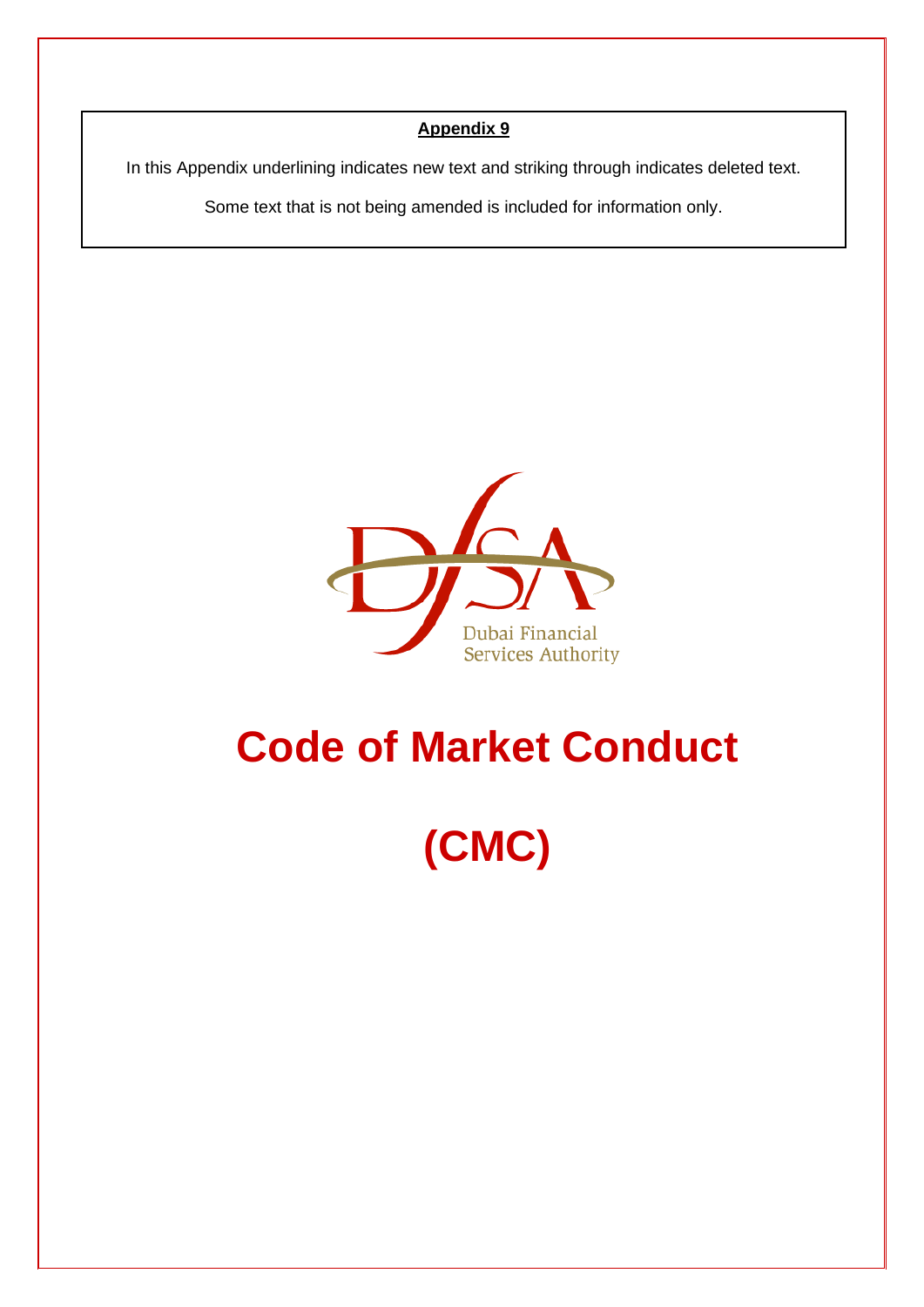**Appendix 9**

In this Appendix underlining indicates new text and striking through indicates deleted text.

Some text that is not being amended is included for information only.

Dubai Financial Services Authority

# Code of Market Conduct

# (CMC)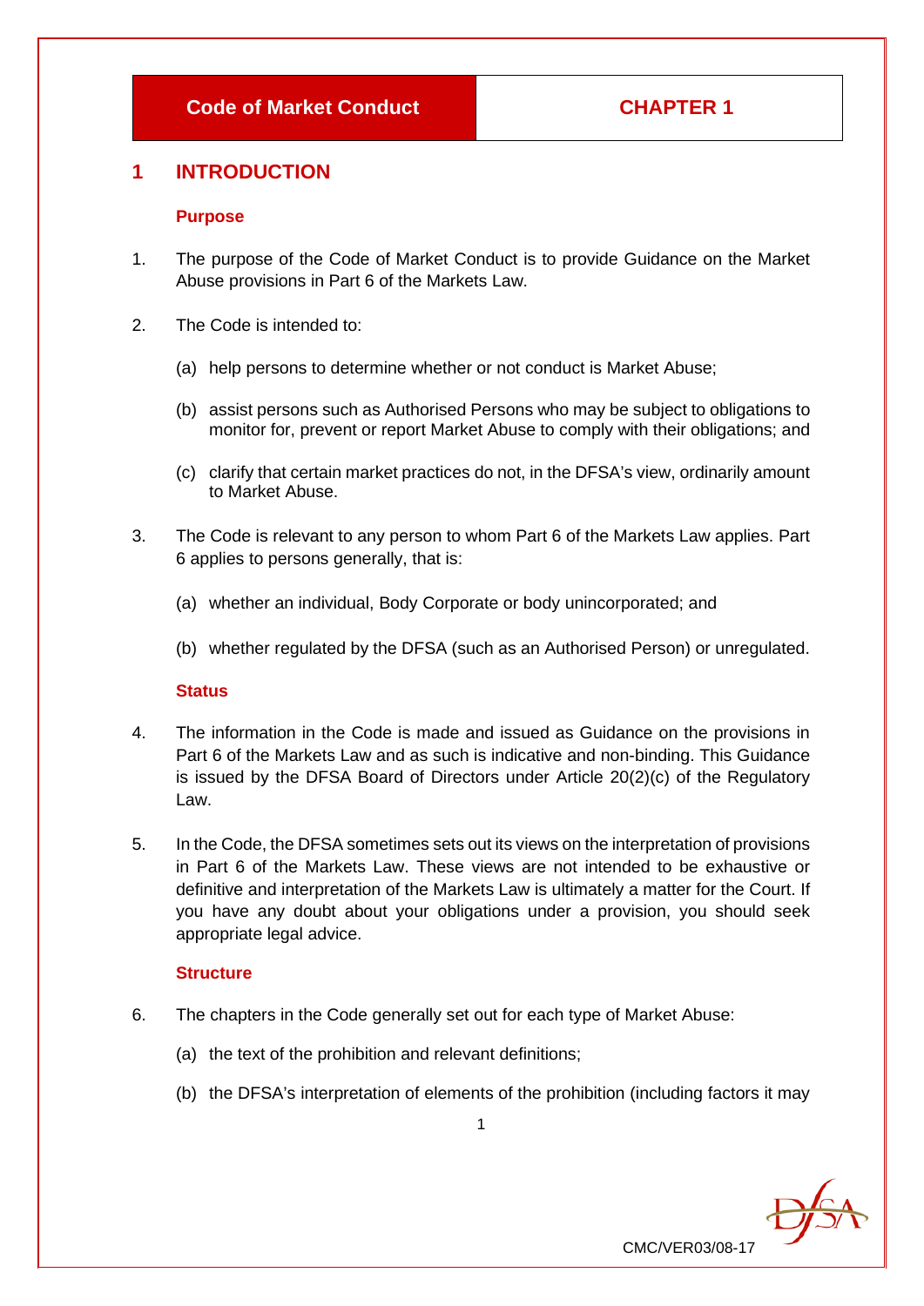| Code of Market Conduct | CHAPTER 1 |
|---|---|

# 1 INTRODUCTION

## Purpose

1. The purpose of the Code of Market Conduct is to provide Guidance on the Market Abuse provisions in Part 6 of the Markets Law.

2. The Code is intended to:

   (a) help persons to determine whether or not conduct is Market Abuse;

   (b) assist persons such as Authorised Persons who may be subject to obligations to monitor for, prevent or report Market Abuse to comply with their obligations; and

   (c) clarify that certain market practices do not, in the DFSA's view, ordinarily amount to Market Abuse.

3. The Code is relevant to any person to whom Part 6 of the Markets Law applies. Part 6 applies to persons generally, that is:

   (a) whether an individual, Body Corporate or body unincorporated; and

   (b) whether regulated by the DFSA (such as an Authorised Person) or unregulated.

## Status

4. The information in the Code is made and issued as Guidance on the provisions in Part 6 of the Markets Law and as such is indicative and non-binding. This Guidance is issued by the DFSA Board of Directors under Article 20(2)(c) of the Regulatory Law.

5. In the Code, the DFSA sometimes sets out its views on the interpretation of provisions in Part 6 of the Markets Law. These views are not intended to be exhaustive or definitive and interpretation of the Markets Law is ultimately a matter for the Court. If you have any doubt about your obligations under a provision, you should seek appropriate legal advice.

## Structure

6. The chapters in the Code generally set out for each type of Market Abuse:

   (a) the text of the prohibition and relevant definitions;

   (b) the DFSA's interpretation of elements of the prohibition (including factors it may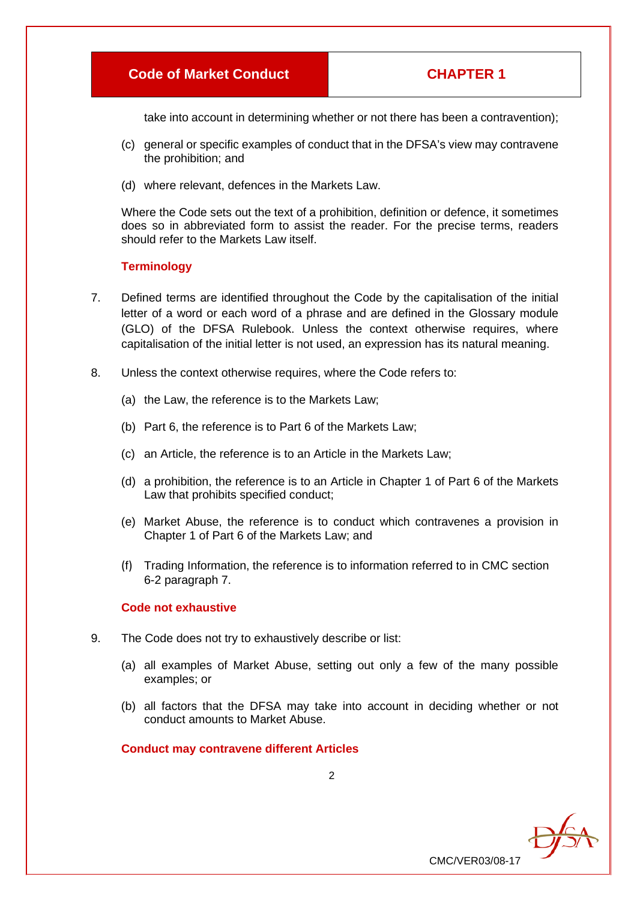take into account in determining whether or not there has been a contravention);

(c) general or specific examples of conduct that in the DFSA's view may contravene the prohibition; and

(d) where relevant, defences in the Markets Law.

Where the Code sets out the text of a prohibition, definition or defence, it sometimes does so in abbreviated form to assist the reader. For the precise terms, readers should refer to the Markets Law itself.

### Terminology

7. Defined terms are identified throughout the Code by the capitalisation of the initial letter of a word or each word of a phrase and are defined in the Glossary module (GLO) of the DFSA Rulebook. Unless the context otherwise requires, where capitalisation of the initial letter is not used, an expression has its natural meaning.

8. Unless the context otherwise requires, where the Code refers to:

   (a) the Law, the reference is to the Markets Law;

   (b) Part 6, the reference is to Part 6 of the Markets Law;

   (c) an Article, the reference is to an Article in the Markets Law;

   (d) a prohibition, the reference is to an Article in Chapter 1 of Part 6 of the Markets Law that prohibits specified conduct;

   (e) Market Abuse, the reference is to conduct which contravenes a provision in Chapter 1 of Part 6 of the Markets Law; and

   (f) Trading Information, the reference is to information referred to in CMC section 6-2 paragraph 7.

### Code not exhaustive

9. The Code does not try to exhaustively describe or list:

   (a) all examples of Market Abuse, setting out only a few of the many possible examples; or

   (b) all factors that the DFSA may take into account in deciding whether or not conduct amounts to Market Abuse.

### Conduct may contravene different Articles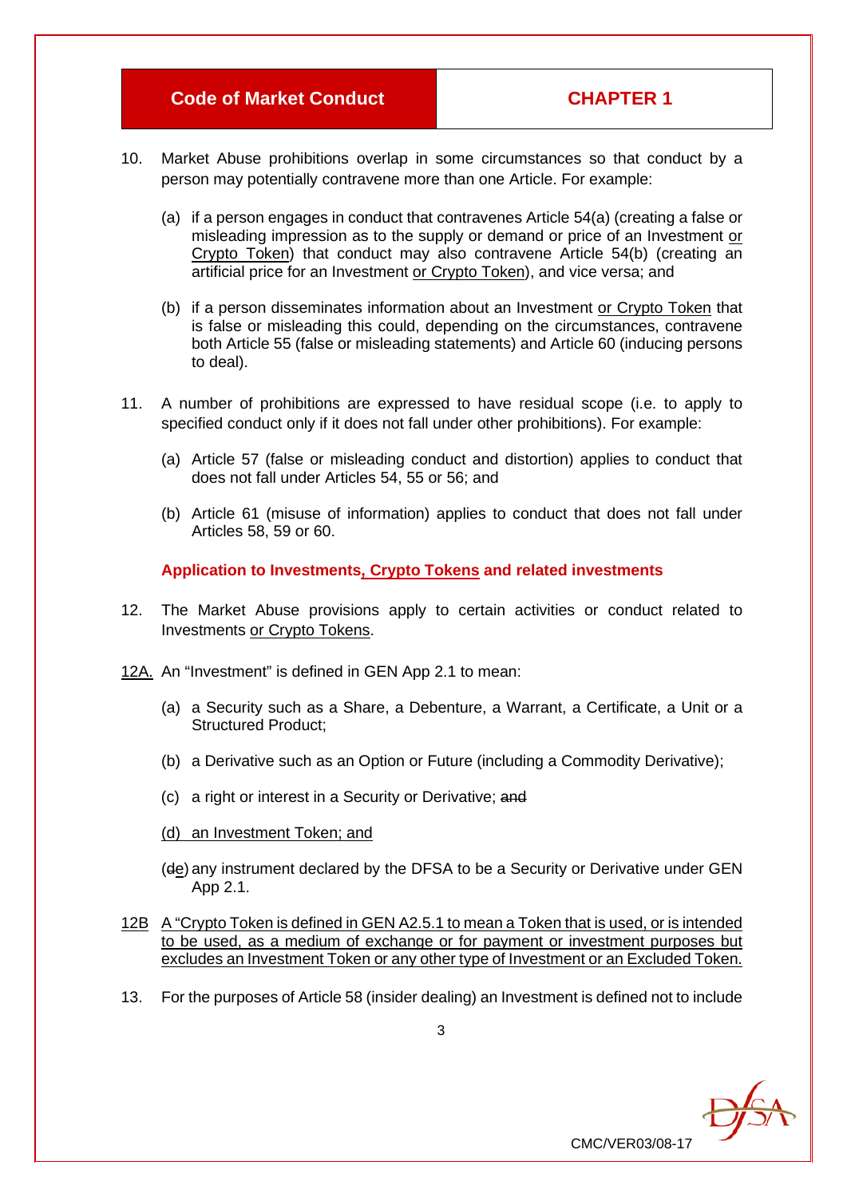10. Market Abuse prohibitions overlap in some circumstances so that conduct by a person may potentially contravene more than one Article. For example:

    (a) if a person engages in conduct that contravenes Article 54(a) (creating a false or misleading impression as to the supply or demand or price of an Investment or Crypto Token) that conduct may also contravene Article 54(b) (creating an artificial price for an Investment or Crypto Token), and vice versa; and

    (b) if a person disseminates information about an Investment or Crypto Token that is false or misleading this could, depending on the circumstances, contravene both Article 55 (false or misleading statements) and Article 60 (inducing persons to deal).

11. A number of prohibitions are expressed to have residual scope (i.e. to apply to specified conduct only if it does not fall under other prohibitions). For example:

    (a) Article 57 (false or misleading conduct and distortion) applies to conduct that does not fall under Articles 54, 55 or 56; and

    (b) Article 61 (misuse of information) applies to conduct that does not fall under Articles 58, 59 or 60.

**Application to Investments, Crypto Tokens and related investments**

12. The Market Abuse provisions apply to certain activities or conduct related to Investments or Crypto Tokens.

12A. An "Investment" is defined in GEN App 2.1 to mean:

    (a) a Security such as a Share, a Debenture, a Warrant, a Certificate, a Unit or a Structured Product;

    (b) a Derivative such as an Option or Future (including a Commodity Derivative);

    (c) a right or interest in a Security or Derivative; ~~and~~

    (d) an Investment Token; and

    (~~d~~e) any instrument declared by the DFSA to be a Security or Derivative under GEN App 2.1.

12B A "Crypto Token is defined in GEN A2.5.1 to mean a Token that is used, or is intended to be used, as a medium of exchange or for payment or investment purposes but excludes an Investment Token or any other type of Investment or an Excluded Token.

13. For the purposes of Article 58 (insider dealing) an Investment is defined not to include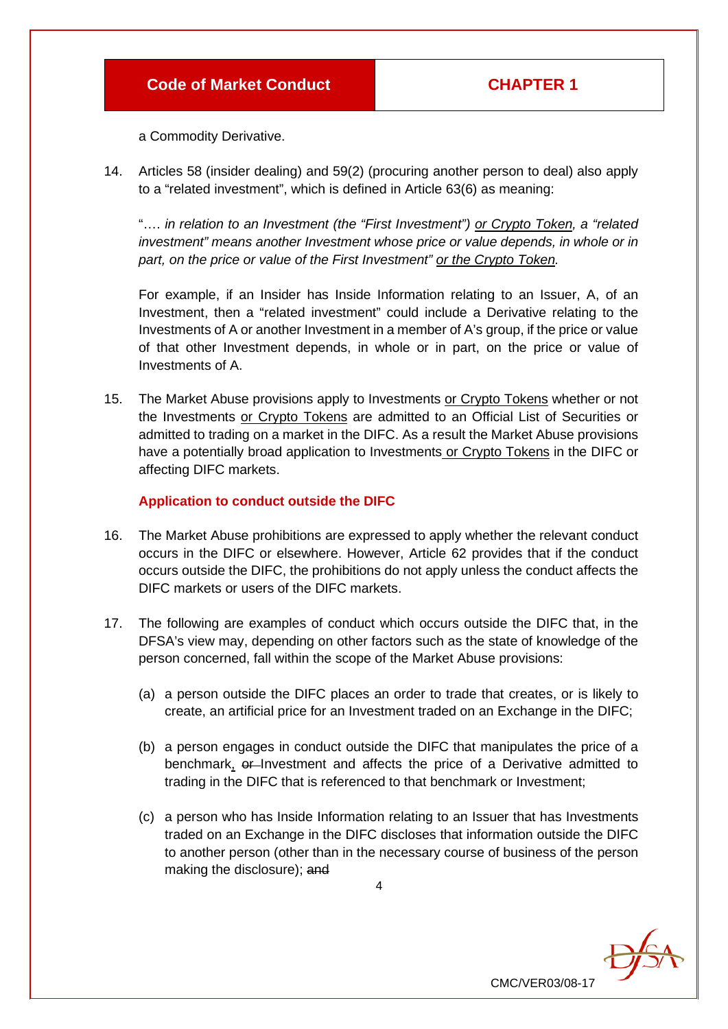a Commodity Derivative.

14. Articles 58 (insider dealing) and 59(2) (procuring another person to deal) also apply to a "related investment", which is defined in Article 63(6) as meaning:

   "…. *in relation to an Investment (the "First Investment")* <u>or Crypto Token</u>*, a "related investment" means another Investment whose price or value depends, in whole or in part, on the price or value of the First Investment"* <u>or the Crypto Token</u>*.*

   For example, if an Insider has Inside Information relating to an Issuer, A, of an Investment, then a "related investment" could include a Derivative relating to the Investments of A or another Investment in a member of A's group, if the price or value of that other Investment depends, in whole or in part, on the price or value of Investments of A.

15. The Market Abuse provisions apply to Investments <u>or Crypto Tokens</u> whether or not the Investments <u>or Crypto Tokens</u> are admitted to an Official List of Securities or admitted to trading on a market in the DIFC. As a result the Market Abuse provisions have a potentially broad application to Investments <u>or Crypto Tokens</u> in the DIFC or affecting DIFC markets.

**Application to conduct outside the DIFC**

16. The Market Abuse prohibitions are expressed to apply whether the relevant conduct occurs in the DIFC or elsewhere. However, Article 62 provides that if the conduct occurs outside the DIFC, the prohibitions do not apply unless the conduct affects the DIFC markets or users of the DIFC markets.

17. The following are examples of conduct which occurs outside the DIFC that, in the DFSA's view may, depending on other factors such as the state of knowledge of the person concerned, fall within the scope of the Market Abuse provisions:

   (a) a person outside the DIFC places an order to trade that creates, or is likely to create, an artificial price for an Investment traded on an Exchange in the DIFC;

   (b) a person engages in conduct outside the DIFC that manipulates the price of a benchmark<u>,</u> ~~or~~ Investment and affects the price of a Derivative admitted to trading in the DIFC that is referenced to that benchmark or Investment;

   (c) a person who has Inside Information relating to an Issuer that has Investments traded on an Exchange in the DIFC discloses that information outside the DIFC to another person (other than in the necessary course of business of the person making the disclosure); ~~and~~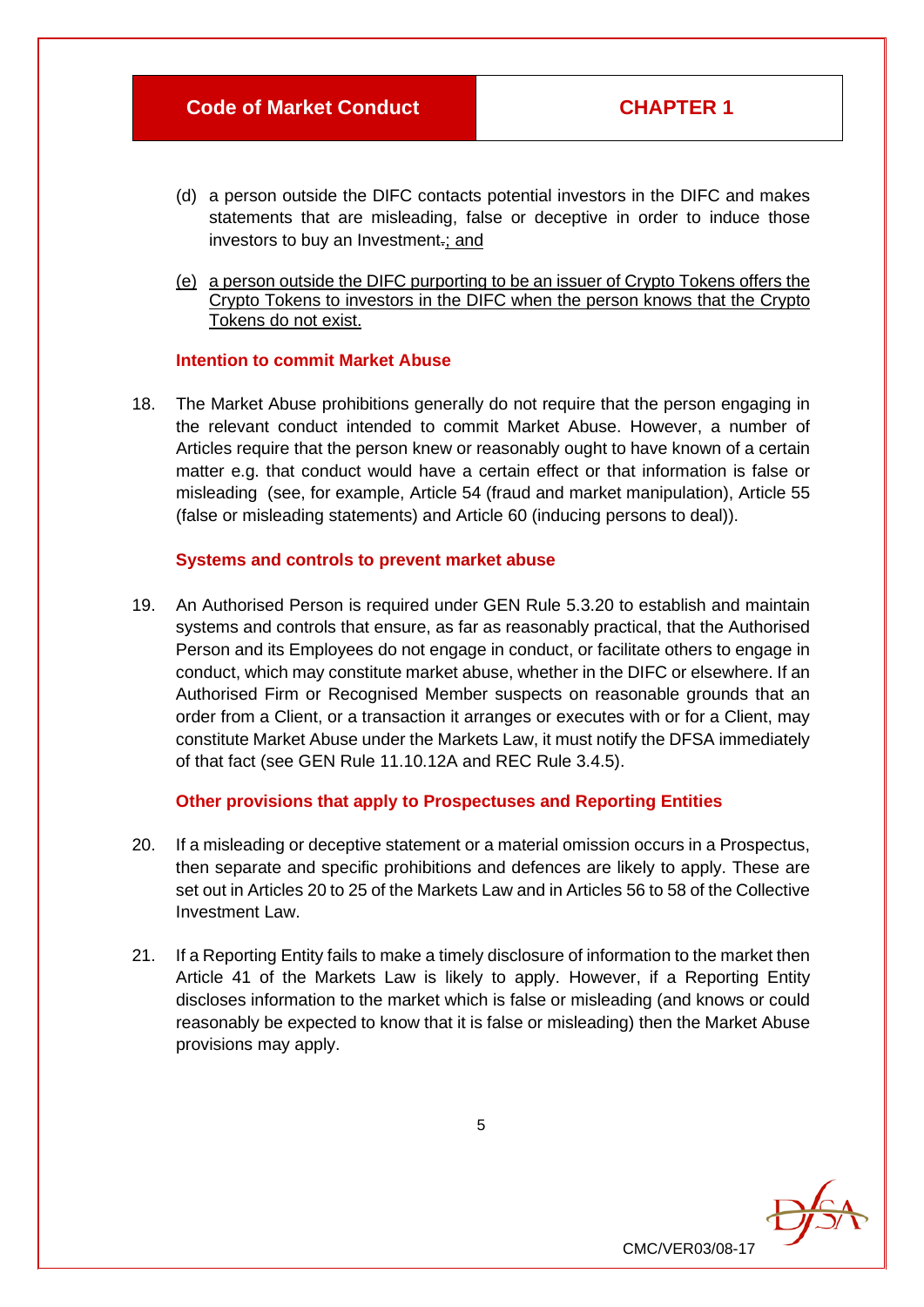(d) a person outside the DIFC contacts potential investors in the DIFC and makes statements that are misleading, false or deceptive in order to induce those investors to buy an Investment~~.~~<u>; and</u>

<u>(e) a person outside the DIFC purporting to be an issuer of Crypto Tokens offers the Crypto Tokens to investors in the DIFC when the person knows that the Crypto Tokens do not exist.</u>

### Intention to commit Market Abuse

18. The Market Abuse prohibitions generally do not require that the person engaging in the relevant conduct intended to commit Market Abuse. However, a number of Articles require that the person knew or reasonably ought to have known of a certain matter e.g. that conduct would have a certain effect or that information is false or misleading (see, for example, Article 54 (fraud and market manipulation), Article 55 (false or misleading statements) and Article 60 (inducing persons to deal)).

### Systems and controls to prevent market abuse

19. An Authorised Person is required under GEN Rule 5.3.20 to establish and maintain systems and controls that ensure, as far as reasonably practical, that the Authorised Person and its Employees do not engage in conduct, or facilitate others to engage in conduct, which may constitute market abuse, whether in the DIFC or elsewhere. If an Authorised Firm or Recognised Member suspects on reasonable grounds that an order from a Client, or a transaction it arranges or executes with or for a Client, may constitute Market Abuse under the Markets Law, it must notify the DFSA immediately of that fact (see GEN Rule 11.10.12A and REC Rule 3.4.5).

### Other provisions that apply to Prospectuses and Reporting Entities

20. If a misleading or deceptive statement or a material omission occurs in a Prospectus, then separate and specific prohibitions and defences are likely to apply. These are set out in Articles 20 to 25 of the Markets Law and in Articles 56 to 58 of the Collective Investment Law.

21. If a Reporting Entity fails to make a timely disclosure of information to the market then Article 41 of the Markets Law is likely to apply. However, if a Reporting Entity discloses information to the market which is false or misleading (and knows or could reasonably be expected to know that it is false or misleading) then the Market Abuse provisions may apply.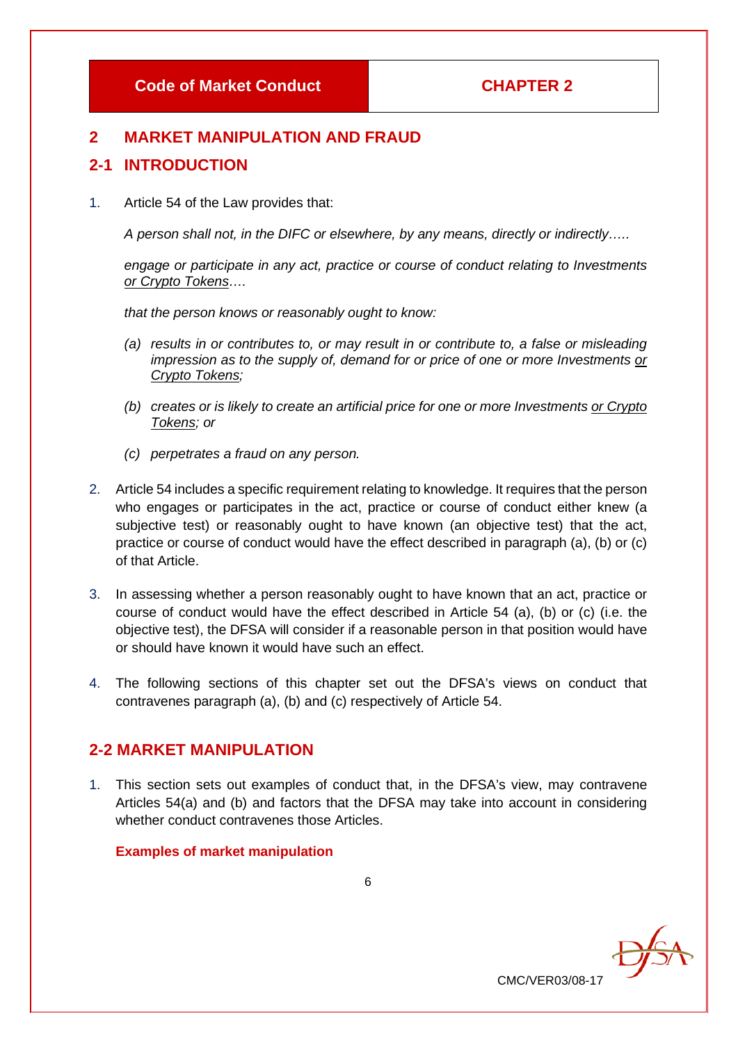## 2 MARKET MANIPULATION AND FRAUD

## 2-1 INTRODUCTION

1. Article 54 of the Law provides that:

   *A person shall not, in the DIFC or elsewhere, by any means, directly or indirectly…..*

   *engage or participate in any act, practice or course of conduct relating to Investments or Crypto Tokens….*

   *that the person knows or reasonably ought to know:*

   *(a) results in or contributes to, or may result in or contribute to, a false or misleading impression as to the supply of, demand for or price of one or more Investments or Crypto Tokens;*

   *(b) creates or is likely to create an artificial price for one or more Investments or Crypto Tokens; or*

   *(c) perpetrates a fraud on any person.*

2. Article 54 includes a specific requirement relating to knowledge. It requires that the person who engages or participates in the act, practice or course of conduct either knew (a subjective test) or reasonably ought to have known (an objective test) that the act, practice or course of conduct would have the effect described in paragraph (a), (b) or (c) of that Article.

3. In assessing whether a person reasonably ought to have known that an act, practice or course of conduct would have the effect described in Article 54 (a), (b) or (c) (i.e. the objective test), the DFSA will consider if a reasonable person in that position would have or should have known it would have such an effect.

4. The following sections of this chapter set out the DFSA's views on conduct that contravenes paragraph (a), (b) and (c) respectively of Article 54.

## 2-2 MARKET MANIPULATION

1. This section sets out examples of conduct that, in the DFSA's view, may contravene Articles 54(a) and (b) and factors that the DFSA may take into account in considering whether conduct contravenes those Articles.

### Examples of market manipulation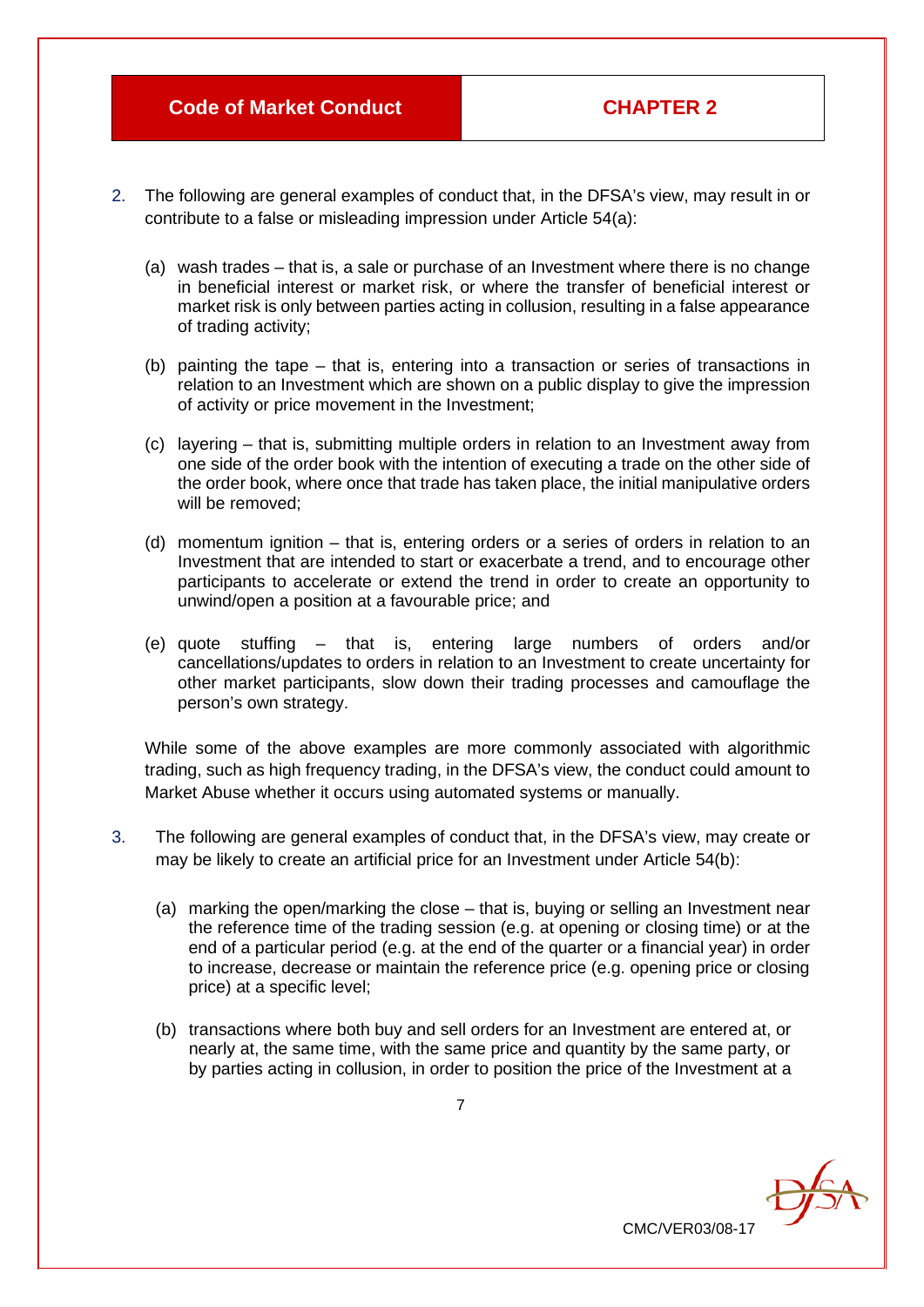2. The following are general examples of conduct that, in the DFSA's view, may result in or contribute to a false or misleading impression under Article 54(a):

   (a) wash trades – that is, a sale or purchase of an Investment where there is no change in beneficial interest or market risk, or where the transfer of beneficial interest or market risk is only between parties acting in collusion, resulting in a false appearance of trading activity;

   (b) painting the tape – that is, entering into a transaction or series of transactions in relation to an Investment which are shown on a public display to give the impression of activity or price movement in the Investment;

   (c) layering – that is, submitting multiple orders in relation to an Investment away from one side of the order book with the intention of executing a trade on the other side of the order book, where once that trade has taken place, the initial manipulative orders will be removed;

   (d) momentum ignition – that is, entering orders or a series of orders in relation to an Investment that are intended to start or exacerbate a trend, and to encourage other participants to accelerate or extend the trend in order to create an opportunity to unwind/open a position at a favourable price; and

   (e) quote stuffing – that is, entering large numbers of orders and/or cancellations/updates to orders in relation to an Investment to create uncertainty for other market participants, slow down their trading processes and camouflage the person's own strategy.

   While some of the above examples are more commonly associated with algorithmic trading, such as high frequency trading, in the DFSA's view, the conduct could amount to Market Abuse whether it occurs using automated systems or manually.

3. The following are general examples of conduct that, in the DFSA's view, may create or may be likely to create an artificial price for an Investment under Article 54(b):

   (a) marking the open/marking the close – that is, buying or selling an Investment near the reference time of the trading session (e.g. at opening or closing time) or at the end of a particular period (e.g. at the end of the quarter or a financial year) in order to increase, decrease or maintain the reference price (e.g. opening price or closing price) at a specific level;

   (b) transactions where both buy and sell orders for an Investment are entered at, or nearly at, the same time, with the same price and quantity by the same party, or by parties acting in collusion, in order to position the price of the Investment at a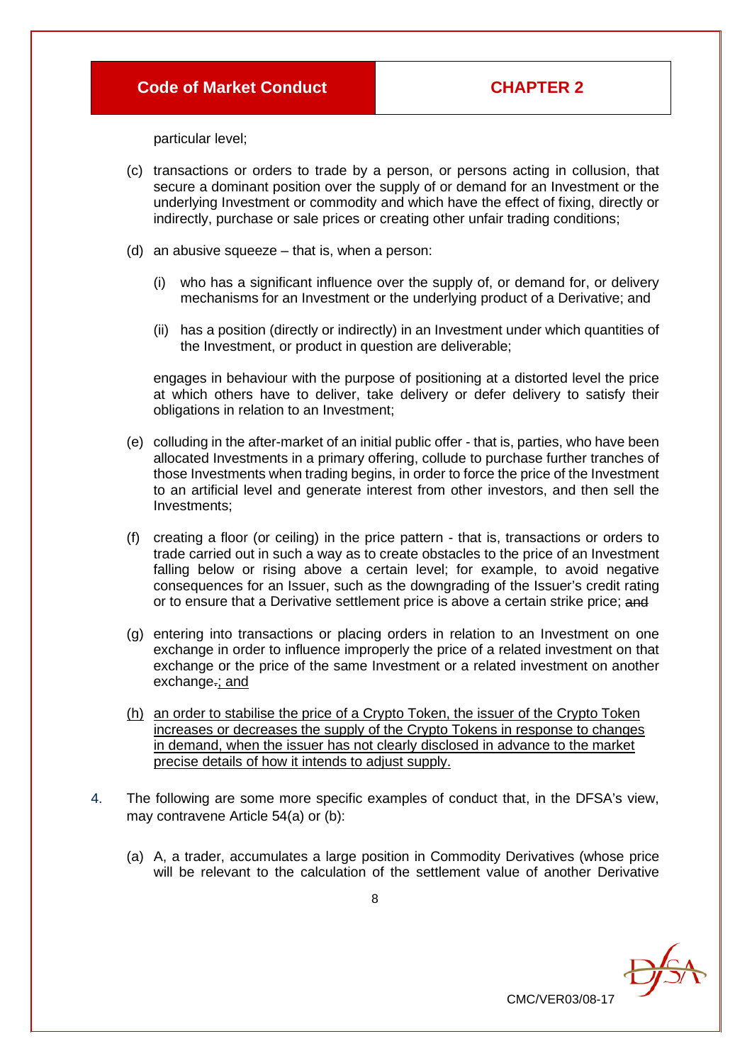particular level;

(c) transactions or orders to trade by a person, or persons acting in collusion, that secure a dominant position over the supply of or demand for an Investment or the underlying Investment or commodity and which have the effect of fixing, directly or indirectly, purchase or sale prices or creating other unfair trading conditions;

(d) an abusive squeeze – that is, when a person:

  (i) who has a significant influence over the supply of, or demand for, or delivery mechanisms for an Investment or the underlying product of a Derivative; and

  (ii) has a position (directly or indirectly) in an Investment under which quantities of the Investment, or product in question are deliverable;

  engages in behaviour with the purpose of positioning at a distorted level the price at which others have to deliver, take delivery or defer delivery to satisfy their obligations in relation to an Investment;

(e) colluding in the after-market of an initial public offer - that is, parties, who have been allocated Investments in a primary offering, collude to purchase further tranches of those Investments when trading begins, in order to force the price of the Investment to an artificial level and generate interest from other investors, and then sell the Investments;

(f) creating a floor (or ceiling) in the price pattern - that is, transactions or orders to trade carried out in such a way as to create obstacles to the price of an Investment falling below or rising above a certain level; for example, to avoid negative consequences for an Issuer, such as the downgrading of the Issuer's credit rating or to ensure that a Derivative settlement price is above a certain strike price; ~~and~~

(g) entering into transactions or placing orders in relation to an Investment on one exchange in order to influence improperly the price of a related investment on that exchange or the price of the same Investment or a related investment on another exchange~~.~~<u>; and</u>

<u>(h) an order to stabilise the price of a Crypto Token, the issuer of the Crypto Token increases or decreases the supply of the Crypto Tokens in response to changes in demand, when the issuer has not clearly disclosed in advance to the market precise details of how it intends to adjust supply.</u>

4. The following are some more specific examples of conduct that, in the DFSA's view, may contravene Article 54(a) or (b):

  (a) A, a trader, accumulates a large position in Commodity Derivatives (whose price will be relevant to the calculation of the settlement value of another Derivative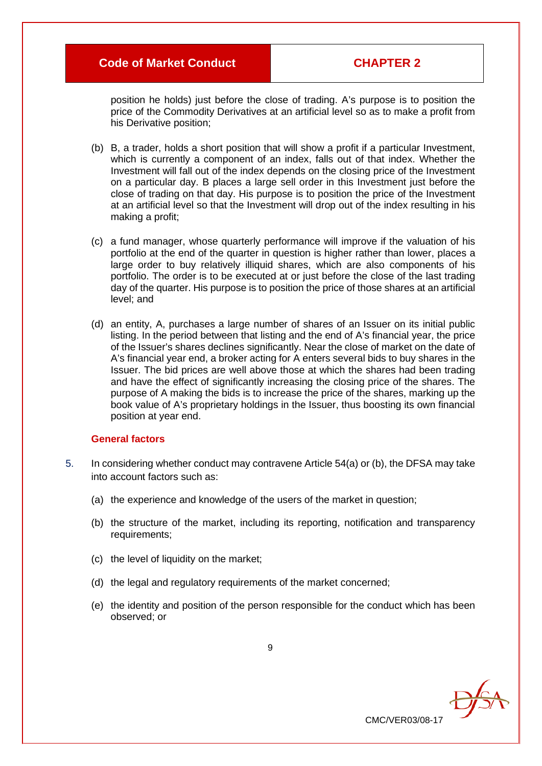position he holds) just before the close of trading. A's purpose is to position the price of the Commodity Derivatives at an artificial level so as to make a profit from his Derivative position;

(b) B, a trader, holds a short position that will show a profit if a particular Investment, which is currently a component of an index, falls out of that index. Whether the Investment will fall out of the index depends on the closing price of the Investment on a particular day. B places a large sell order in this Investment just before the close of trading on that day. His purpose is to position the price of the Investment at an artificial level so that the Investment will drop out of the index resulting in his making a profit;

(c) a fund manager, whose quarterly performance will improve if the valuation of his portfolio at the end of the quarter in question is higher rather than lower, places a large order to buy relatively illiquid shares, which are also components of his portfolio. The order is to be executed at or just before the close of the last trading day of the quarter. His purpose is to position the price of those shares at an artificial level; and

(d) an entity, A, purchases a large number of shares of an Issuer on its initial public listing. In the period between that listing and the end of A's financial year, the price of the Issuer's shares declines significantly. Near the close of market on the date of A's financial year end, a broker acting for A enters several bids to buy shares in the Issuer. The bid prices are well above those at which the shares had been trading and have the effect of significantly increasing the closing price of the shares. The purpose of A making the bids is to increase the price of the shares, marking up the book value of A's proprietary holdings in the Issuer, thus boosting its own financial position at year end.

### General factors

5. In considering whether conduct may contravene Article 54(a) or (b), the DFSA may take into account factors such as:

   (a) the experience and knowledge of the users of the market in question;

   (b) the structure of the market, including its reporting, notification and transparency requirements;

   (c) the level of liquidity on the market;

   (d) the legal and regulatory requirements of the market concerned;

   (e) the identity and position of the person responsible for the conduct which has been observed; or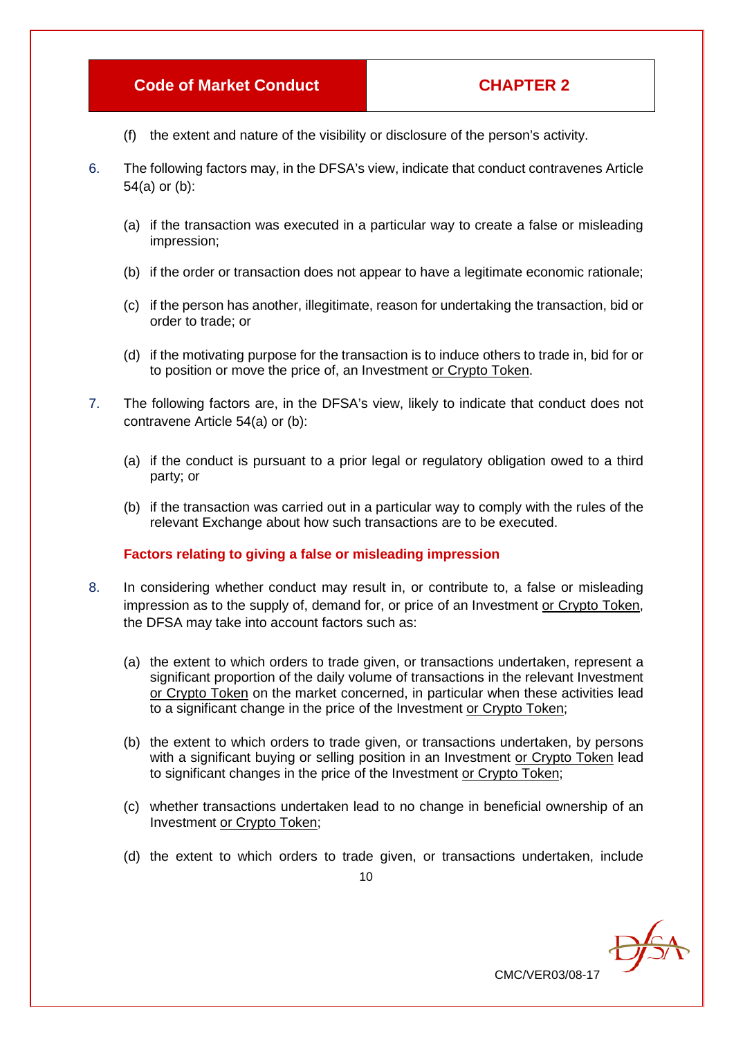(f) the extent and nature of the visibility or disclosure of the person's activity.

6. The following factors may, in the DFSA's view, indicate that conduct contravenes Article 54(a) or (b):

   (a) if the transaction was executed in a particular way to create a false or misleading impression;

   (b) if the order or transaction does not appear to have a legitimate economic rationale;

   (c) if the person has another, illegitimate, reason for undertaking the transaction, bid or order to trade; or

   (d) if the motivating purpose for the transaction is to induce others to trade in, bid for or to position or move the price of, an Investment <u>or Crypto Token</u>.

7. The following factors are, in the DFSA's view, likely to indicate that conduct does not contravene Article 54(a) or (b):

   (a) if the conduct is pursuant to a prior legal or regulatory obligation owed to a third party; or

   (b) if the transaction was carried out in a particular way to comply with the rules of the relevant Exchange about how such transactions are to be executed.

**Factors relating to giving a false or misleading impression**

8. In considering whether conduct may result in, or contribute to, a false or misleading impression as to the supply of, demand for, or price of an Investment <u>or Crypto Token</u>, the DFSA may take into account factors such as:

   (a) the extent to which orders to trade given, or transactions undertaken, represent a significant proportion of the daily volume of transactions in the relevant Investment <u>or Crypto Token</u> on the market concerned, in particular when these activities lead to a significant change in the price of the Investment <u>or Crypto Token</u>;

   (b) the extent to which orders to trade given, or transactions undertaken, by persons with a significant buying or selling position in an Investment <u>or Crypto Token</u> lead to significant changes in the price of the Investment <u>or Crypto Token</u>;

   (c) whether transactions undertaken lead to no change in beneficial ownership of an Investment <u>or Crypto Token</u>;

   (d) the extent to which orders to trade given, or transactions undertaken, include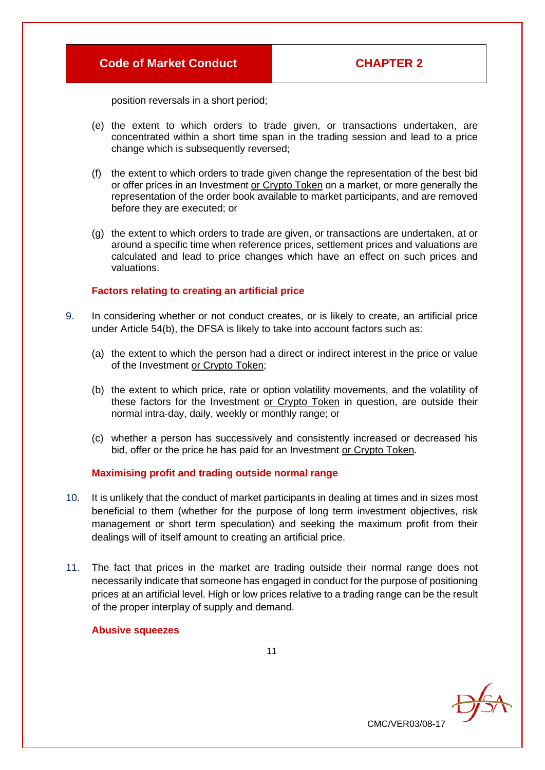position reversals in a short period;

(e) the extent to which orders to trade given, or transactions undertaken, are concentrated within a short time span in the trading session and lead to a price change which is subsequently reversed;

(f) the extent to which orders to trade given change the representation of the best bid or offer prices in an Investment or Crypto Token on a market, or more generally the representation of the order book available to market participants, and are removed before they are executed; or

(g) the extent to which orders to trade are given, or transactions are undertaken, at or around a specific time when reference prices, settlement prices and valuations are calculated and lead to price changes which have an effect on such prices and valuations.

### Factors relating to creating an artificial price

9. In considering whether or not conduct creates, or is likely to create, an artificial price under Article 54(b), the DFSA is likely to take into account factors such as:

(a) the extent to which the person had a direct or indirect interest in the price or value of the Investment or Crypto Token;

(b) the extent to which price, rate or option volatility movements, and the volatility of these factors for the Investment or Crypto Token in question, are outside their normal intra-day, daily, weekly or monthly range; or

(c) whether a person has successively and consistently increased or decreased his bid, offer or the price he has paid for an Investment or Crypto Token.

### Maximising profit and trading outside normal range

10. It is unlikely that the conduct of market participants in dealing at times and in sizes most beneficial to them (whether for the purpose of long term investment objectives, risk management or short term speculation) and seeking the maximum profit from their dealings will of itself amount to creating an artificial price.

11. The fact that prices in the market are trading outside their normal range does not necessarily indicate that someone has engaged in conduct for the purpose of positioning prices at an artificial level. High or low prices relative to a trading range can be the result of the proper interplay of supply and demand.

### Abusive squeezes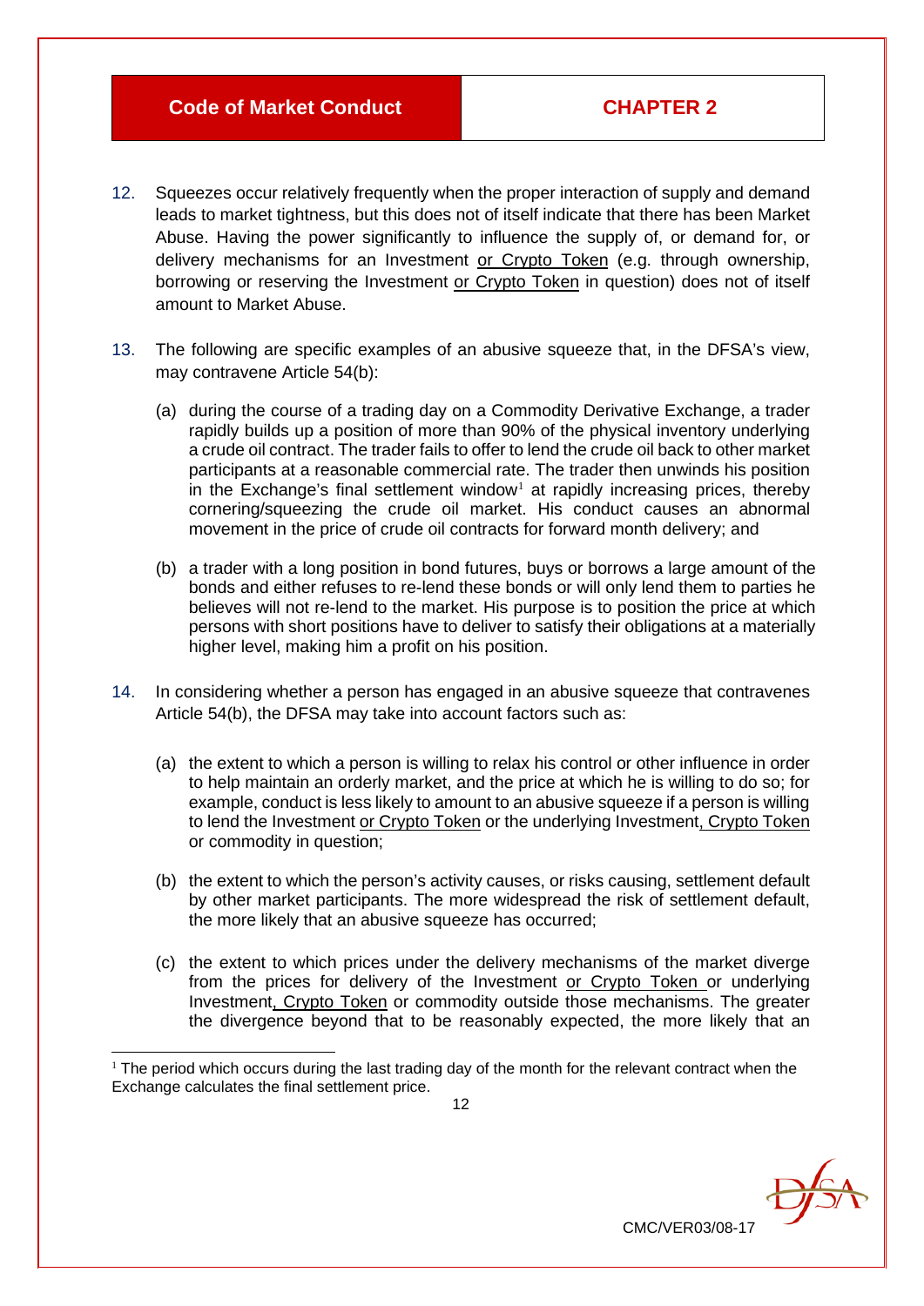12. Squeezes occur relatively frequently when the proper interaction of supply and demand leads to market tightness, but this does not of itself indicate that there has been Market Abuse. Having the power significantly to influence the supply of, or demand for, or delivery mechanisms for an Investment or Crypto Token (e.g. through ownership, borrowing or reserving the Investment or Crypto Token in question) does not of itself amount to Market Abuse.

13. The following are specific examples of an abusive squeeze that, in the DFSA's view, may contravene Article 54(b):

    (a) during the course of a trading day on a Commodity Derivative Exchange, a trader rapidly builds up a position of more than 90% of the physical inventory underlying a crude oil contract. The trader fails to offer to lend the crude oil back to other market participants at a reasonable commercial rate. The trader then unwinds his position in the Exchange's final settlement window[1] at rapidly increasing prices, thereby cornering/squeezing the crude oil market. His conduct causes an abnormal movement in the price of crude oil contracts for forward month delivery; and

    (b) a trader with a long position in bond futures, buys or borrows a large amount of the bonds and either refuses to re-lend these bonds or will only lend them to parties he believes will not re-lend to the market. His purpose is to position the price at which persons with short positions have to deliver to satisfy their obligations at a materially higher level, making him a profit on his position.

14. In considering whether a person has engaged in an abusive squeeze that contravenes Article 54(b), the DFSA may take into account factors such as:

    (a) the extent to which a person is willing to relax his control or other influence in order to help maintain an orderly market, and the price at which he is willing to do so; for example, conduct is less likely to amount to an abusive squeeze if a person is willing to lend the Investment or Crypto Token or the underlying Investment, Crypto Token or commodity in question;

    (b) the extent to which the person's activity causes, or risks causing, settlement default by other market participants. The more widespread the risk of settlement default, the more likely that an abusive squeeze has occurred;

    (c) the extent to which prices under the delivery mechanisms of the market diverge from the prices for delivery of the Investment or Crypto Token or underlying Investment, Crypto Token or commodity outside those mechanisms. The greater the divergence beyond that to be reasonably expected, the more likely that an

[1] The period which occurs during the last trading day of the month for the relevant contract when the Exchange calculates the final settlement price.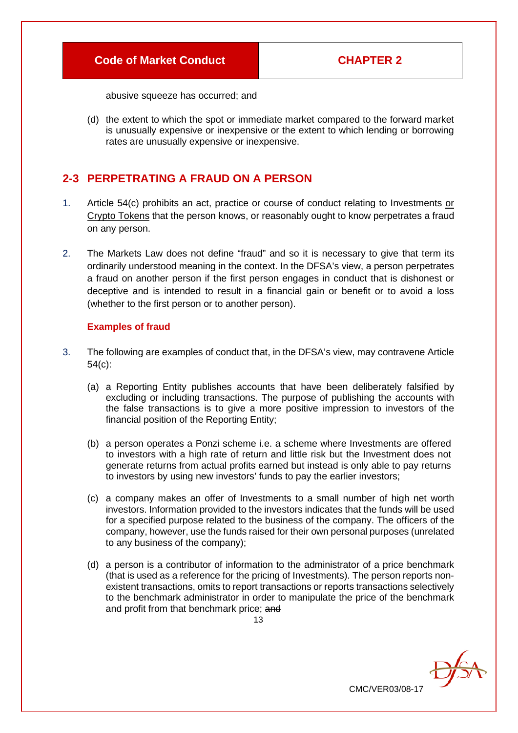abusive squeeze has occurred; and

(d) the extent to which the spot or immediate market compared to the forward market is unusually expensive or inexpensive or the extent to which lending or borrowing rates are unusually expensive or inexpensive.

## 2-3 PERPETRATING A FRAUD ON A PERSON

1. Article 54(c) prohibits an act, practice or course of conduct relating to Investments or Crypto Tokens that the person knows, or reasonably ought to know perpetrates a fraud on any person.

2. The Markets Law does not define "fraud" and so it is necessary to give that term its ordinarily understood meaning in the context. In the DFSA's view, a person perpetrates a fraud on another person if the first person engages in conduct that is dishonest or deceptive and is intended to result in a financial gain or benefit or to avoid a loss (whether to the first person or to another person).

### Examples of fraud

3. The following are examples of conduct that, in the DFSA's view, may contravene Article 54(c):

   (a) a Reporting Entity publishes accounts that have been deliberately falsified by excluding or including transactions. The purpose of publishing the accounts with the false transactions is to give a more positive impression to investors of the financial position of the Reporting Entity;

   (b) a person operates a Ponzi scheme i.e. a scheme where Investments are offered to investors with a high rate of return and little risk but the Investment does not generate returns from actual profits earned but instead is only able to pay returns to investors by using new investors' funds to pay the earlier investors;

   (c) a company makes an offer of Investments to a small number of high net worth investors. Information provided to the investors indicates that the funds will be used for a specified purpose related to the business of the company. The officers of the company, however, use the funds raised for their own personal purposes (unrelated to any business of the company);

   (d) a person is a contributor of information to the administrator of a price benchmark (that is used as a reference for the pricing of Investments). The person reports non-existent transactions, omits to report transactions or reports transactions selectively to the benchmark administrator in order to manipulate the price of the benchmark and profit from that benchmark price; ~~and~~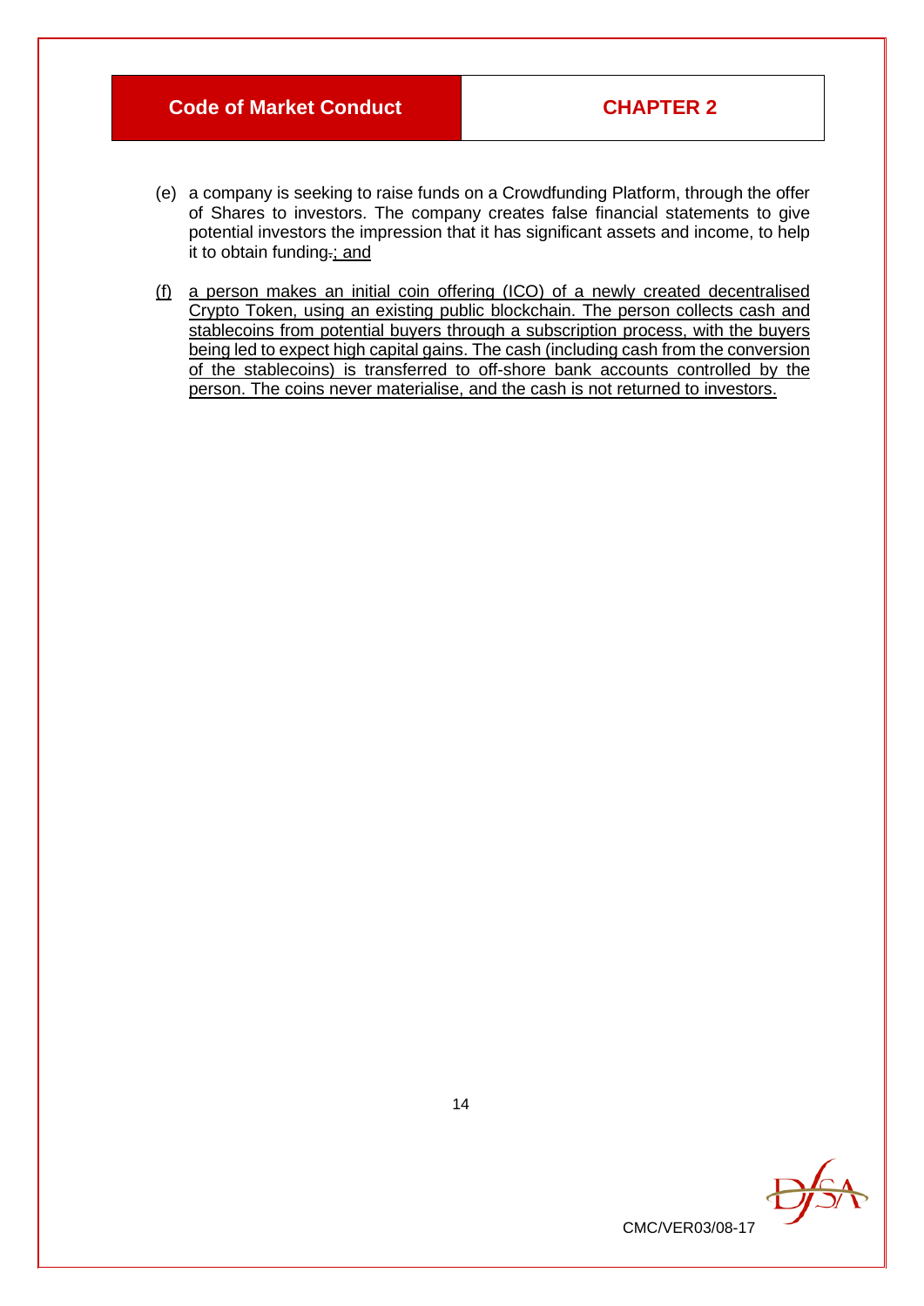(e) a company is seeking to raise funds on a Crowdfunding Platform, through the offer of Shares to investors. The company creates false financial statements to give potential investors the impression that it has significant assets and income, to help it to obtain funding.; and

(f) a person makes an initial coin offering (ICO) of a newly created decentralised Crypto Token, using an existing public blockchain. The person collects cash and stablecoins from potential buyers through a subscription process, with the buyers being led to expect high capital gains. The cash (including cash from the conversion of the stablecoins) is transferred to off-shore bank accounts controlled by the person. The coins never materialise, and the cash is not returned to investors.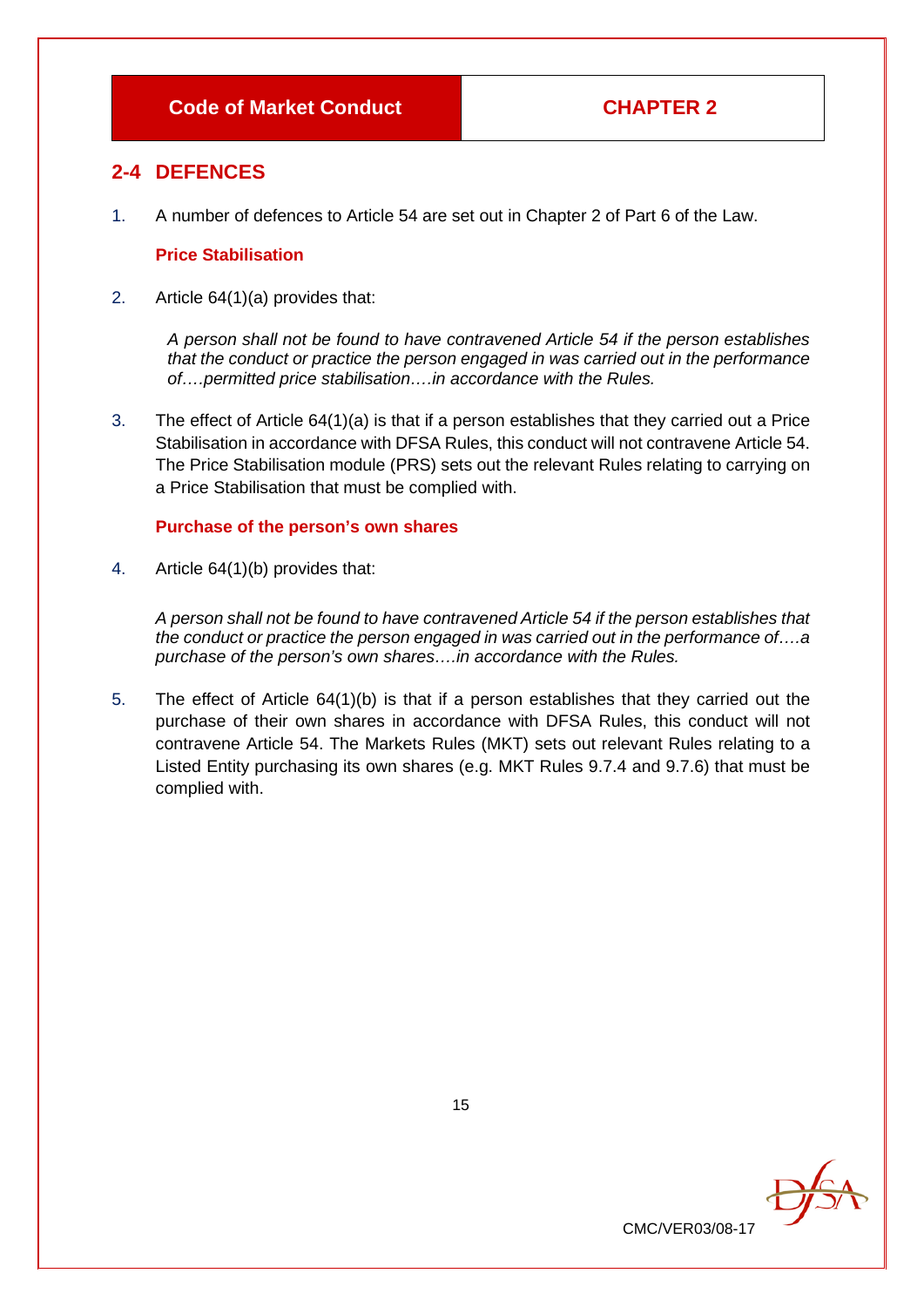## 2-4 DEFENCES

1. A number of defences to Article 54 are set out in Chapter 2 of Part 6 of the Law.

### Price Stabilisation

2. Article 64(1)(a) provides that:

   *A person shall not be found to have contravened Article 54 if the person establishes that the conduct or practice the person engaged in was carried out in the performance of….permitted price stabilisation….in accordance with the Rules.*

3. The effect of Article 64(1)(a) is that if a person establishes that they carried out a Price Stabilisation in accordance with DFSA Rules, this conduct will not contravene Article 54. The Price Stabilisation module (PRS) sets out the relevant Rules relating to carrying on a Price Stabilisation that must be complied with.

### Purchase of the person's own shares

4. Article 64(1)(b) provides that:

   *A person shall not be found to have contravened Article 54 if the person establishes that the conduct or practice the person engaged in was carried out in the performance of….a purchase of the person's own shares….in accordance with the Rules.*

5. The effect of Article 64(1)(b) is that if a person establishes that they carried out the purchase of their own shares in accordance with DFSA Rules, this conduct will not contravene Article 54. The Markets Rules (MKT) sets out relevant Rules relating to a Listed Entity purchasing its own shares (e.g. MKT Rules 9.7.4 and 9.7.6) that must be complied with.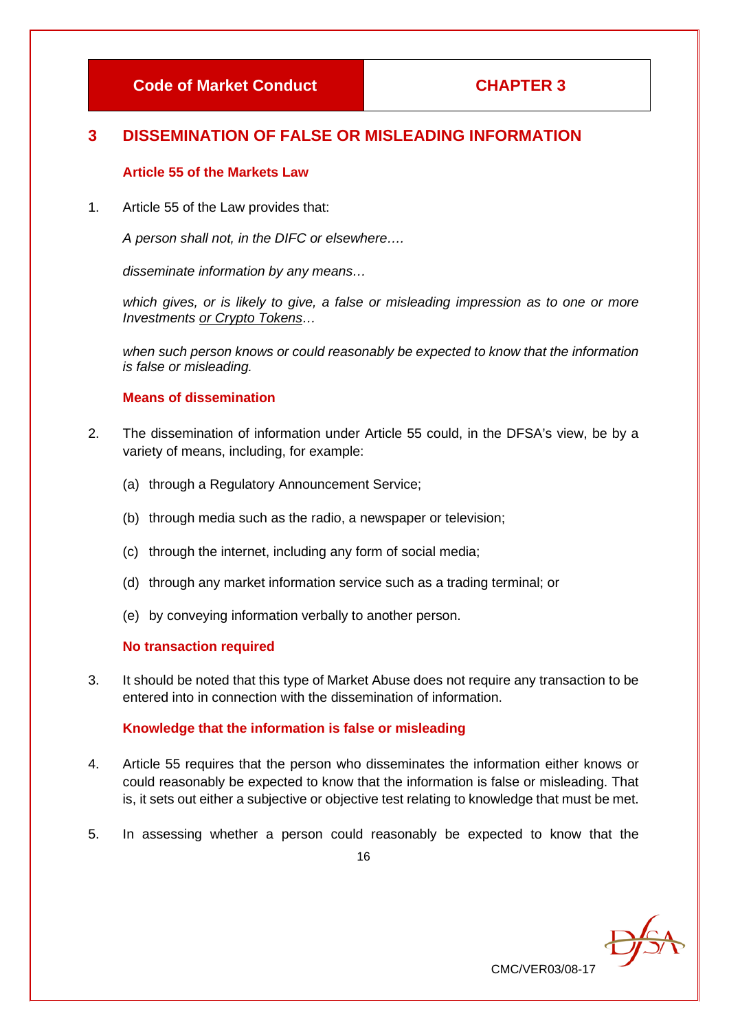# 3 DISSEMINATION OF FALSE OR MISLEADING INFORMATION

### Article 55 of the Markets Law

1. Article 55 of the Law provides that:

   *A person shall not, in the DIFC or elsewhere….*

   *disseminate information by any means…*

   *which gives, or is likely to give, a false or misleading impression as to one or more Investments or Crypto Tokens…*

   *when such person knows or could reasonably be expected to know that the information is false or misleading.*

### Means of dissemination

2. The dissemination of information under Article 55 could, in the DFSA's view, be by a variety of means, including, for example:

   (a) through a Regulatory Announcement Service;

   (b) through media such as the radio, a newspaper or television;

   (c) through the internet, including any form of social media;

   (d) through any market information service such as a trading terminal; or

   (e) by conveying information verbally to another person.

### No transaction required

3. It should be noted that this type of Market Abuse does not require any transaction to be entered into in connection with the dissemination of information.

### Knowledge that the information is false or misleading

4. Article 55 requires that the person who disseminates the information either knows or could reasonably be expected to know that the information is false or misleading. That is, it sets out either a subjective or objective test relating to knowledge that must be met.

5. In assessing whether a person could reasonably be expected to know that the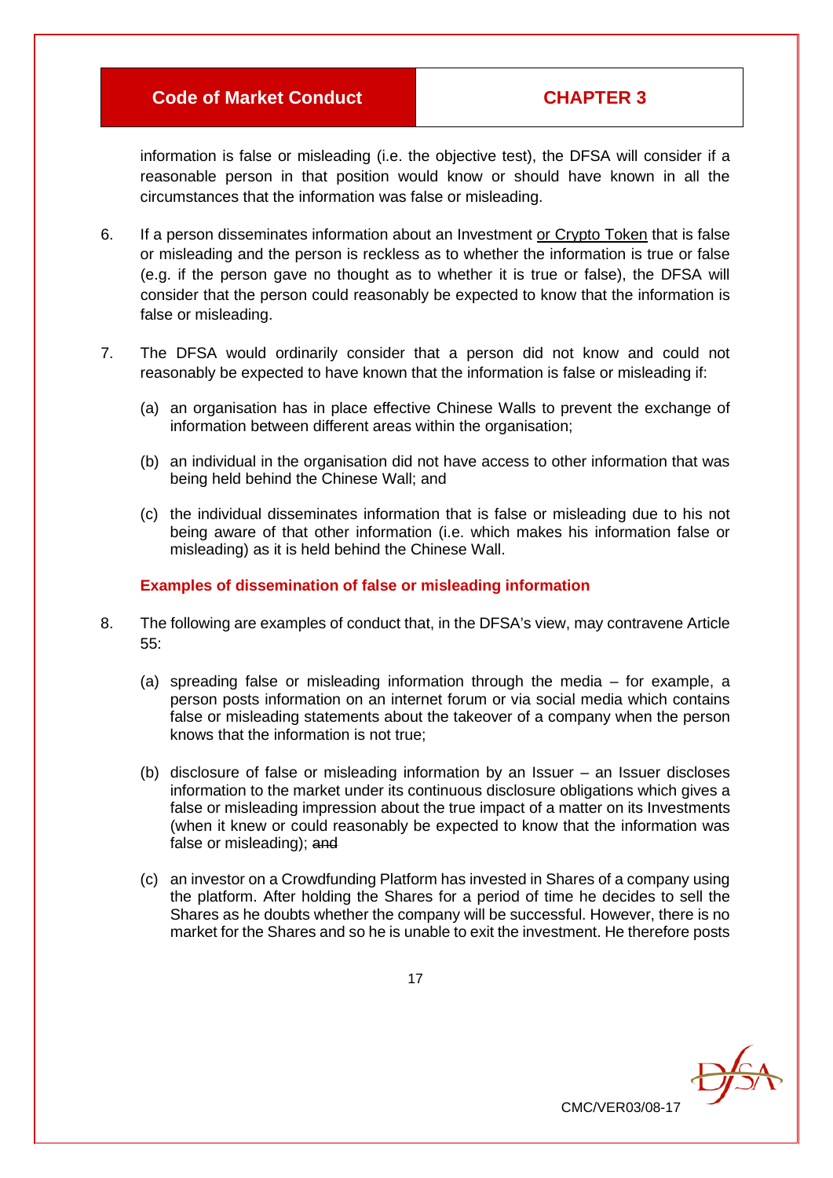information is false or misleading (i.e. the objective test), the DFSA will consider if a reasonable person in that position would know or should have known in all the circumstances that the information was false or misleading.

6. If a person disseminates information about an Investment <u>or Crypto Token</u> that is false or misleading and the person is reckless as to whether the information is true or false (e.g. if the person gave no thought as to whether it is true or false), the DFSA will consider that the person could reasonably be expected to know that the information is false or misleading.

7. The DFSA would ordinarily consider that a person did not know and could not reasonably be expected to have known that the information is false or misleading if:

   (a) an organisation has in place effective Chinese Walls to prevent the exchange of information between different areas within the organisation;

   (b) an individual in the organisation did not have access to other information that was being held behind the Chinese Wall; and

   (c) the individual disseminates information that is false or misleading due to his not being aware of that other information (i.e. which makes his information false or misleading) as it is held behind the Chinese Wall.

**Examples of dissemination of false or misleading information**

8. The following are examples of conduct that, in the DFSA's view, may contravene Article 55:

   (a) spreading false or misleading information through the media – for example, a person posts information on an internet forum or via social media which contains false or misleading statements about the takeover of a company when the person knows that the information is not true;

   (b) disclosure of false or misleading information by an Issuer – an Issuer discloses information to the market under its continuous disclosure obligations which gives a false or misleading impression about the true impact of a matter on its Investments (when it knew or could reasonably be expected to know that the information was false or misleading); ~~and~~

   (c) an investor on a Crowdfunding Platform has invested in Shares of a company using the platform. After holding the Shares for a period of time he decides to sell the Shares as he doubts whether the company will be successful. However, there is no market for the Shares and so he is unable to exit the investment. He therefore posts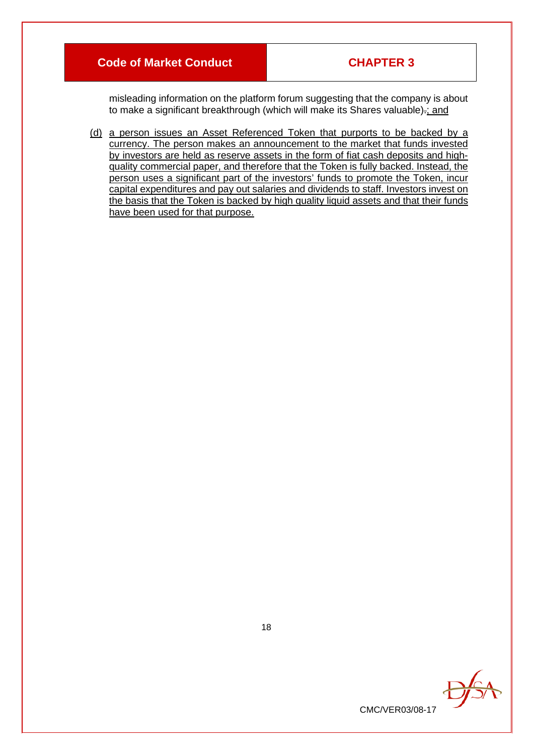misleading information on the platform forum suggesting that the company is about to make a significant breakthrough (which will make its Shares valuable)~~.~~<u>; and</u>

<u>(d) a person issues an Asset Referenced Token that purports to be backed by a currency. The person makes an announcement to the market that funds invested by investors are held as reserve assets in the form of fiat cash deposits and high-quality commercial paper, and therefore that the Token is fully backed. Instead, the person uses a significant part of the investors' funds to promote the Token, incur capital expenditures and pay out salaries and dividends to staff. Investors invest on the basis that the Token is backed by high quality liquid assets and that their funds have been used for that purpose.</u>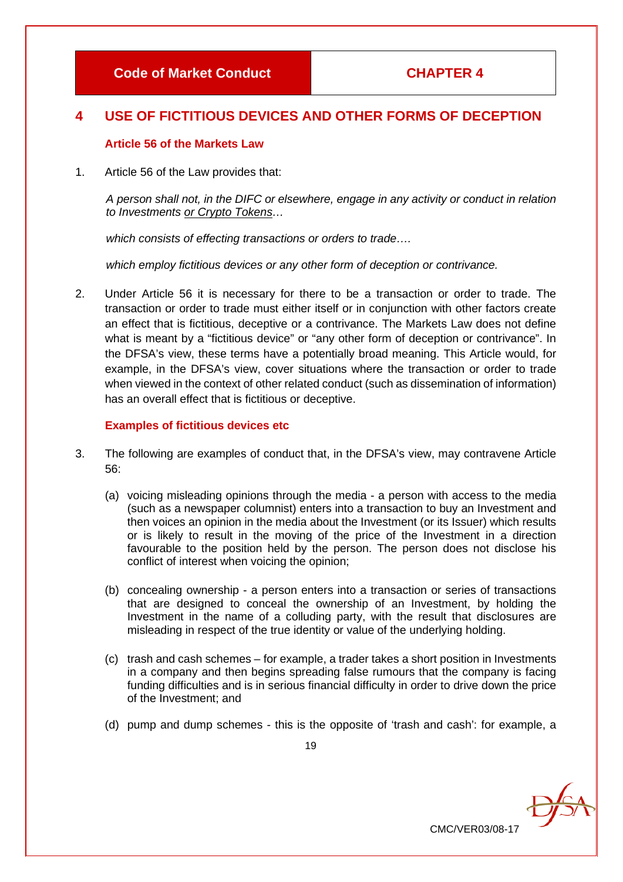# 4 USE OF FICTITIOUS DEVICES AND OTHER FORMS OF DECEPTION

### Article 56 of the Markets Law

1. Article 56 of the Law provides that:

   *A person shall not, in the DIFC or elsewhere, engage in any activity or conduct in relation to Investments or Crypto Tokens…*

   *which consists of effecting transactions or orders to trade….*

   *which employ fictitious devices or any other form of deception or contrivance.*

2. Under Article 56 it is necessary for there to be a transaction or order to trade. The transaction or order to trade must either itself or in conjunction with other factors create an effect that is fictitious, deceptive or a contrivance. The Markets Law does not define what is meant by a "fictitious device" or "any other form of deception or contrivance". In the DFSA's view, these terms have a potentially broad meaning. This Article would, for example, in the DFSA's view, cover situations where the transaction or order to trade when viewed in the context of other related conduct (such as dissemination of information) has an overall effect that is fictitious or deceptive.

### Examples of fictitious devices etc

3. The following are examples of conduct that, in the DFSA's view, may contravene Article 56:

   (a) voicing misleading opinions through the media - a person with access to the media (such as a newspaper columnist) enters into a transaction to buy an Investment and then voices an opinion in the media about the Investment (or its Issuer) which results or is likely to result in the moving of the price of the Investment in a direction favourable to the position held by the person. The person does not disclose his conflict of interest when voicing the opinion;

   (b) concealing ownership - a person enters into a transaction or series of transactions that are designed to conceal the ownership of an Investment, by holding the Investment in the name of a colluding party, with the result that disclosures are misleading in respect of the true identity or value of the underlying holding.

   (c) trash and cash schemes – for example, a trader takes a short position in Investments in a company and then begins spreading false rumours that the company is facing funding difficulties and is in serious financial difficulty in order to drive down the price of the Investment; and

   (d) pump and dump schemes - this is the opposite of 'trash and cash': for example, a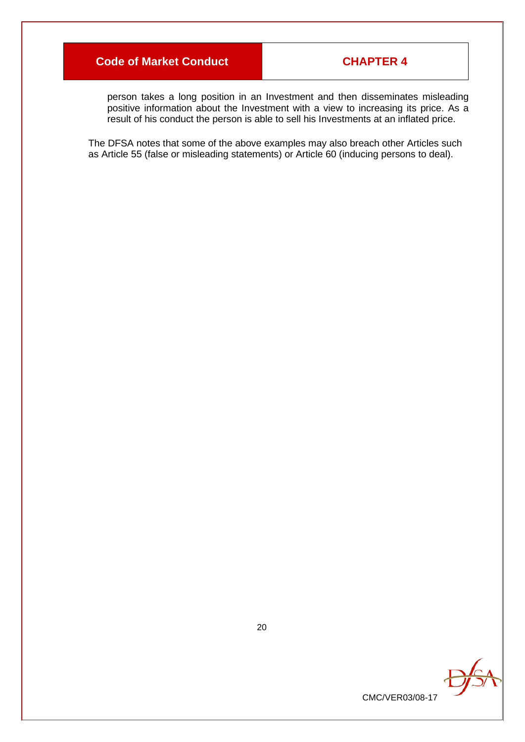person takes a long position in an Investment and then disseminates misleading positive information about the Investment with a view to increasing its price. As a result of his conduct the person is able to sell his Investments at an inflated price.

The DFSA notes that some of the above examples may also breach other Articles such as Article 55 (false or misleading statements) or Article 60 (inducing persons to deal).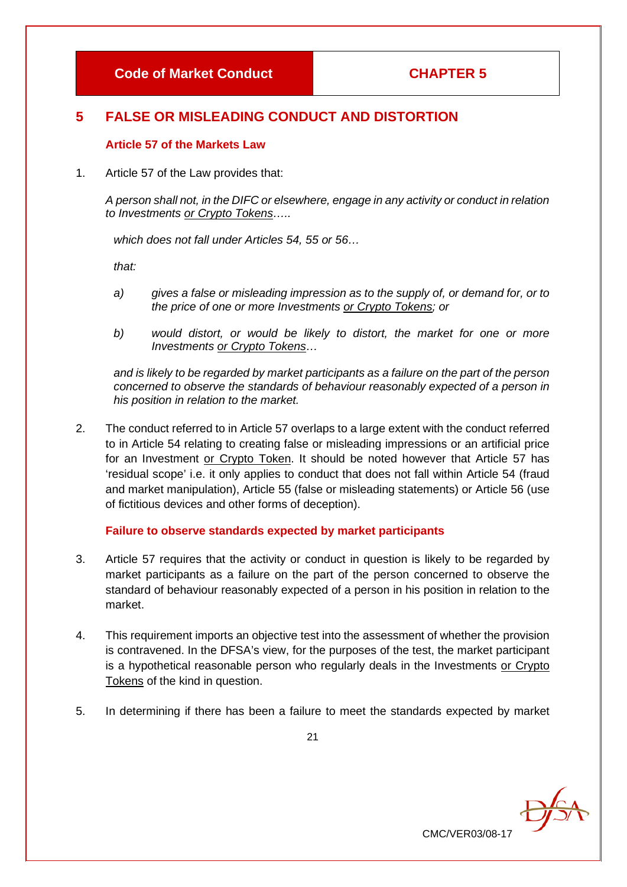## 5 FALSE OR MISLEADING CONDUCT AND DISTORTION

### Article 57 of the Markets Law

1. Article 57 of the Law provides that:

   *A person shall not, in the DIFC or elsewhere, engage in any activity or conduct in relation to Investments <u>or Crypto Tokens</u>…..*

   *which does not fall under Articles 54, 55 or 56…*

   *that:*

   *a) gives a false or misleading impression as to the supply of, or demand for, or to the price of one or more Investments <u>or Crypto Tokens</u>; or*

   *b) would distort, or would be likely to distort, the market for one or more Investments <u>or Crypto Tokens</u>…*

   *and is likely to be regarded by market participants as a failure on the part of the person concerned to observe the standards of behaviour reasonably expected of a person in his position in relation to the market.*

2. The conduct referred to in Article 57 overlaps to a large extent with the conduct referred to in Article 54 relating to creating false or misleading impressions or an artificial price for an Investment <u>or Crypto Token</u>. It should be noted however that Article 57 has 'residual scope' i.e. it only applies to conduct that does not fall within Article 54 (fraud and market manipulation), Article 55 (false or misleading statements) or Article 56 (use of fictitious devices and other forms of deception).

### Failure to observe standards expected by market participants

3. Article 57 requires that the activity or conduct in question is likely to be regarded by market participants as a failure on the part of the person concerned to observe the standard of behaviour reasonably expected of a person in his position in relation to the market.

4. This requirement imports an objective test into the assessment of whether the provision is contravened. In the DFSA's view, for the purposes of the test, the market participant is a hypothetical reasonable person who regularly deals in the Investments <u>or Crypto Tokens</u> of the kind in question.

5. In determining if there has been a failure to meet the standards expected by market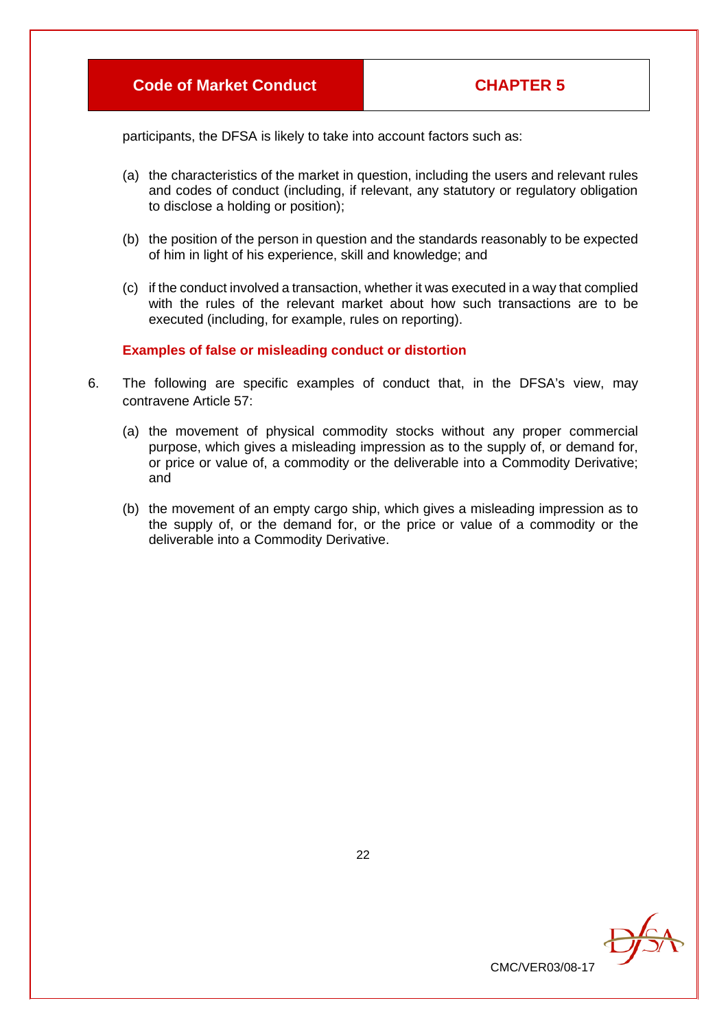participants, the DFSA is likely to take into account factors such as:

(a) the characteristics of the market in question, including the users and relevant rules and codes of conduct (including, if relevant, any statutory or regulatory obligation to disclose a holding or position);

(b) the position of the person in question and the standards reasonably to be expected of him in light of his experience, skill and knowledge; and

(c) if the conduct involved a transaction, whether it was executed in a way that complied with the rules of the relevant market about how such transactions are to be executed (including, for example, rules on reporting).

### Examples of false or misleading conduct or distortion

6. The following are specific examples of conduct that, in the DFSA's view, may contravene Article 57:

   (a) the movement of physical commodity stocks without any proper commercial purpose, which gives a misleading impression as to the supply of, or demand for, or price or value of, a commodity or the deliverable into a Commodity Derivative; and

   (b) the movement of an empty cargo ship, which gives a misleading impression as to the supply of, or the demand for, or the price or value of a commodity or the deliverable into a Commodity Derivative.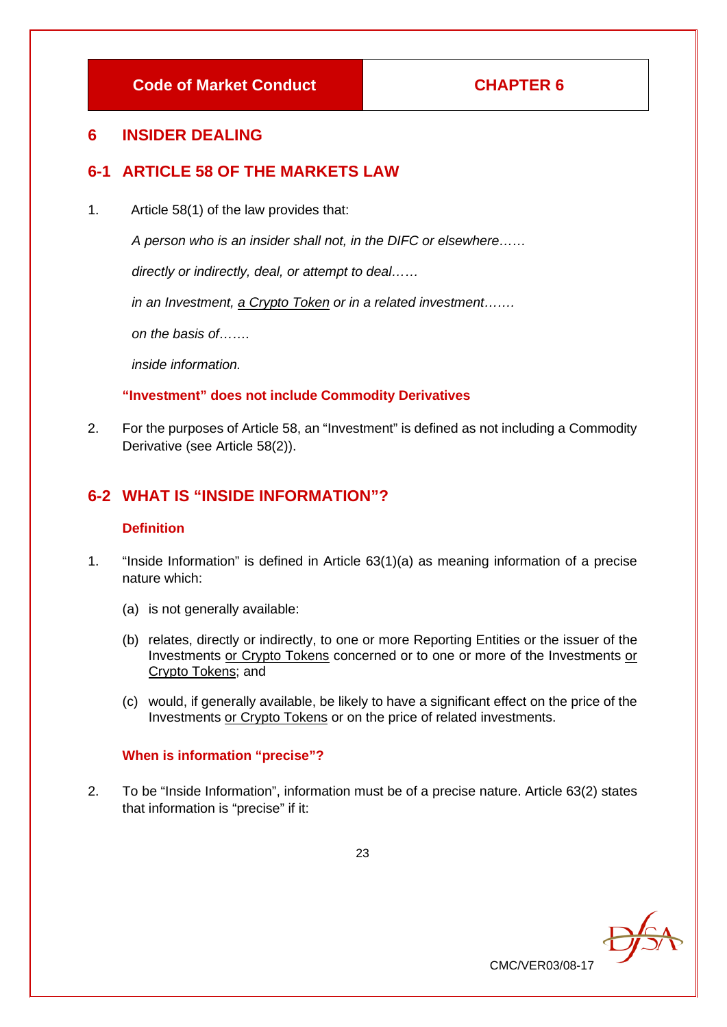# 6 INSIDER DEALING

## 6-1 ARTICLE 58 OF THE MARKETS LAW

1. Article 58(1) of the law provides that:

   *A person who is an insider shall not, in the DIFC or elsewhere……*

   *directly or indirectly, deal, or attempt to deal……*

   *in an Investment, <u>a Crypto Token</u> or in a related investment…….*

   *on the basis of…….*

   *inside information.*

### "Investment" does not include Commodity Derivatives

2. For the purposes of Article 58, an "Investment" is defined as not including a Commodity Derivative (see Article 58(2)).

## 6-2 WHAT IS "INSIDE INFORMATION"?

### Definition

1. "Inside Information" is defined in Article 63(1)(a) as meaning information of a precise nature which:

   (a) is not generally available:

   (b) relates, directly or indirectly, to one or more Reporting Entities or the issuer of the Investments <u>or Crypto Tokens</u> concerned or to one or more of the Investments <u>or Crypto Tokens</u>; and

   (c) would, if generally available, be likely to have a significant effect on the price of the Investments <u>or Crypto Tokens</u> or on the price of related investments.

### When is information "precise"?

2. To be "Inside Information", information must be of a precise nature. Article 63(2) states that information is "precise" if it: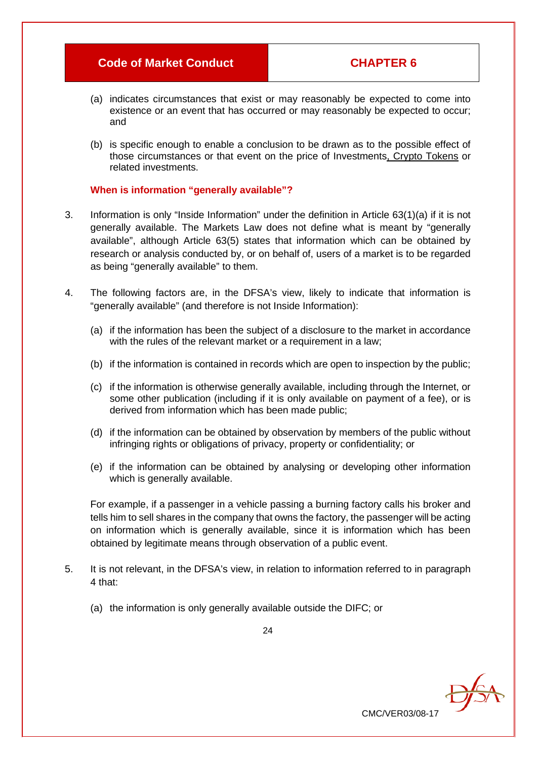(a) indicates circumstances that exist or may reasonably be expected to come into existence or an event that has occurred or may reasonably be expected to occur; and

(b) is specific enough to enable a conclusion to be drawn as to the possible effect of those circumstances or that event on the price of Investments, Crypto Tokens or related investments.

### When is information "generally available"?

3. Information is only "Inside Information" under the definition in Article 63(1)(a) if it is not generally available. The Markets Law does not define what is meant by "generally available", although Article 63(5) states that information which can be obtained by research or analysis conducted by, or on behalf of, users of a market is to be regarded as being "generally available" to them.

4. The following factors are, in the DFSA's view, likely to indicate that information is "generally available" (and therefore is not Inside Information):

   (a) if the information has been the subject of a disclosure to the market in accordance with the rules of the relevant market or a requirement in a law;

   (b) if the information is contained in records which are open to inspection by the public;

   (c) if the information is otherwise generally available, including through the Internet, or some other publication (including if it is only available on payment of a fee), or is derived from information which has been made public;

   (d) if the information can be obtained by observation by members of the public without infringing rights or obligations of privacy, property or confidentiality; or

   (e) if the information can be obtained by analysing or developing other information which is generally available.

   For example, if a passenger in a vehicle passing a burning factory calls his broker and tells him to sell shares in the company that owns the factory, the passenger will be acting on information which is generally available, since it is information which has been obtained by legitimate means through observation of a public event.

5. It is not relevant, in the DFSA's view, in relation to information referred to in paragraph 4 that:

   (a) the information is only generally available outside the DIFC; or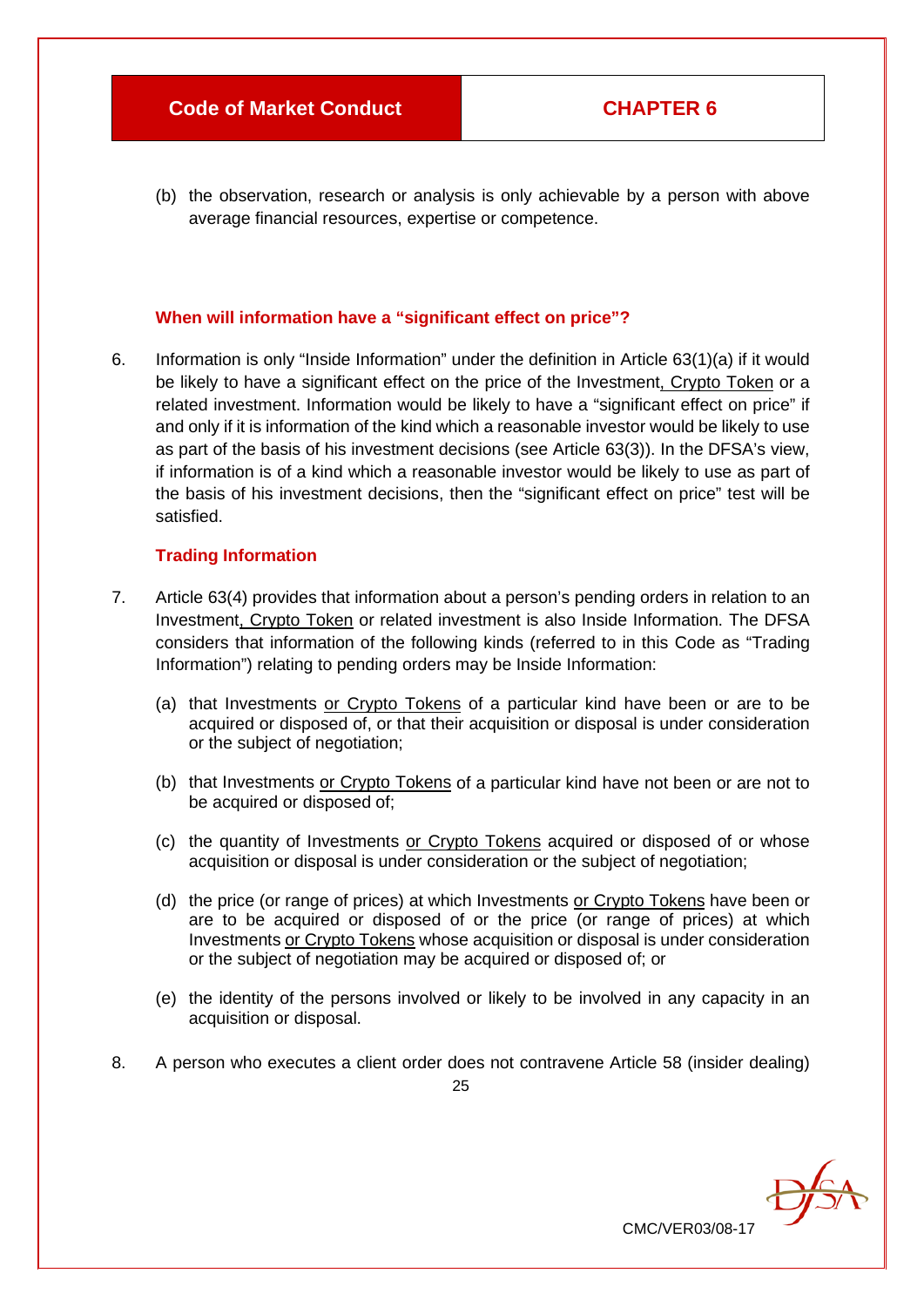(b) the observation, research or analysis is only achievable by a person with above average financial resources, expertise or competence.

### When will information have a "significant effect on price"?

6. Information is only "Inside Information" under the definition in Article 63(1)(a) if it would be likely to have a significant effect on the price of the Investment, Crypto Token or a related investment. Information would be likely to have a "significant effect on price" if and only if it is information of the kind which a reasonable investor would be likely to use as part of the basis of his investment decisions (see Article 63(3)). In the DFSA's view, if information is of a kind which a reasonable investor would be likely to use as part of the basis of his investment decisions, then the "significant effect on price" test will be satisfied.

### Trading Information

7. Article 63(4) provides that information about a person's pending orders in relation to an Investment, Crypto Token or related investment is also Inside Information. The DFSA considers that information of the following kinds (referred to in this Code as "Trading Information") relating to pending orders may be Inside Information:

   (a) that Investments or Crypto Tokens of a particular kind have been or are to be acquired or disposed of, or that their acquisition or disposal is under consideration or the subject of negotiation;

   (b) that Investments or Crypto Tokens of a particular kind have not been or are not to be acquired or disposed of;

   (c) the quantity of Investments or Crypto Tokens acquired or disposed of or whose acquisition or disposal is under consideration or the subject of negotiation;

   (d) the price (or range of prices) at which Investments or Crypto Tokens have been or are to be acquired or disposed of or the price (or range of prices) at which Investments or Crypto Tokens whose acquisition or disposal is under consideration or the subject of negotiation may be acquired or disposed of; or

   (e) the identity of the persons involved or likely to be involved in any capacity in an acquisition or disposal.

8. A person who executes a client order does not contravene Article 58 (insider dealing)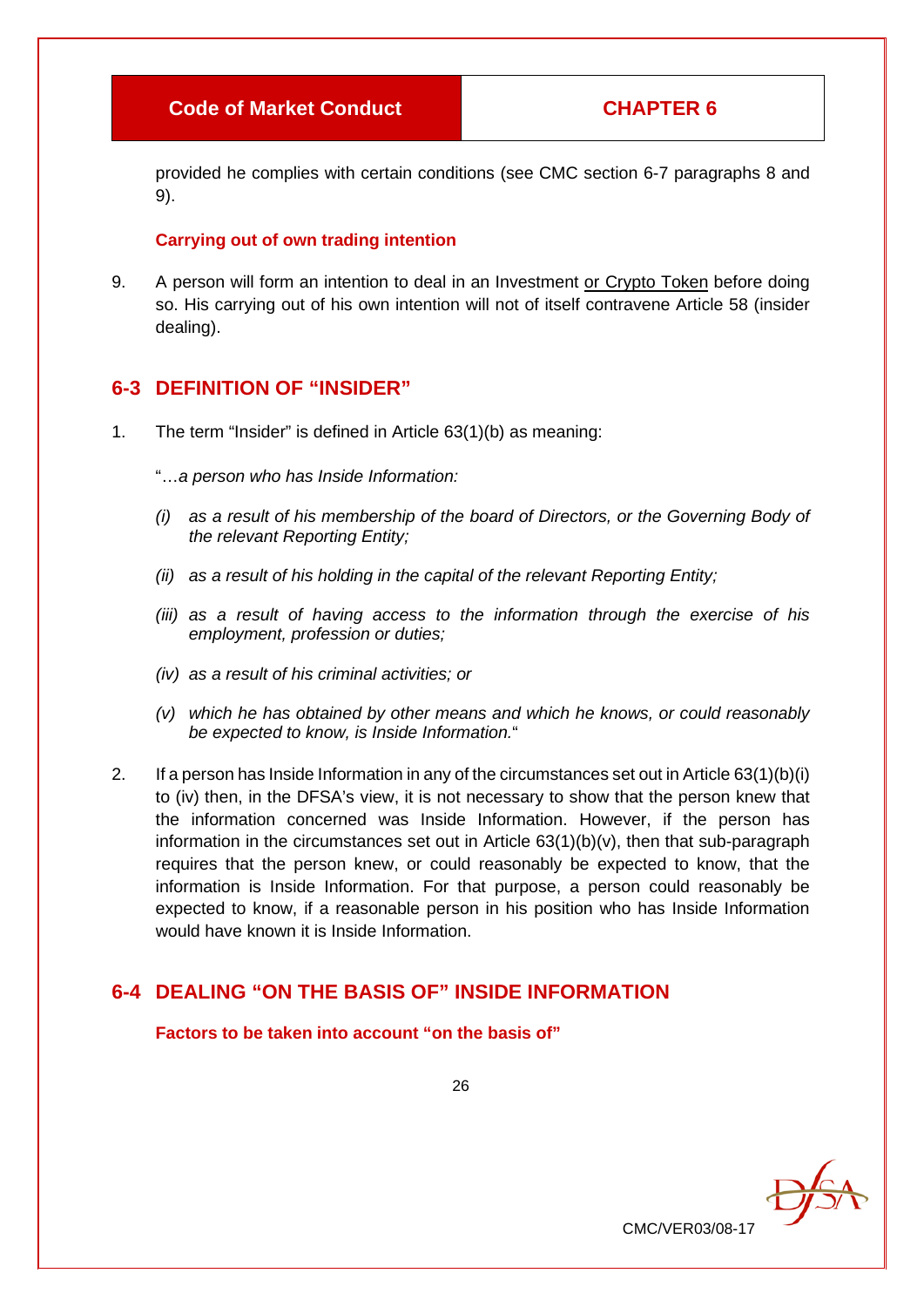provided he complies with certain conditions (see CMC section 6-7 paragraphs 8 and 9).

**Carrying out of own trading intention**

9. A person will form an intention to deal in an Investment or Crypto Token before doing so. His carrying out of his own intention will not of itself contravene Article 58 (insider dealing).

## 6-3 DEFINITION OF "INSIDER"

1. The term "Insider" is defined in Article 63(1)(b) as meaning:

   "…*a person who has Inside Information:*

   *(i) as a result of his membership of the board of Directors, or the Governing Body of the relevant Reporting Entity;*

   *(ii) as a result of his holding in the capital of the relevant Reporting Entity;*

   *(iii) as a result of having access to the information through the exercise of his employment, profession or duties;*

   *(iv) as a result of his criminal activities; or*

   *(v) which he has obtained by other means and which he knows, or could reasonably be expected to know, is Inside Information.*"

2. If a person has Inside Information in any of the circumstances set out in Article 63(1)(b)(i) to (iv) then, in the DFSA's view, it is not necessary to show that the person knew that the information concerned was Inside Information. However, if the person has information in the circumstances set out in Article 63(1)(b)(v), then that sub-paragraph requires that the person knew, or could reasonably be expected to know, that the information is Inside Information. For that purpose, a person could reasonably be expected to know, if a reasonable person in his position who has Inside Information would have known it is Inside Information.

## 6-4 DEALING "ON THE BASIS OF" INSIDE INFORMATION

**Factors to be taken into account "on the basis of"**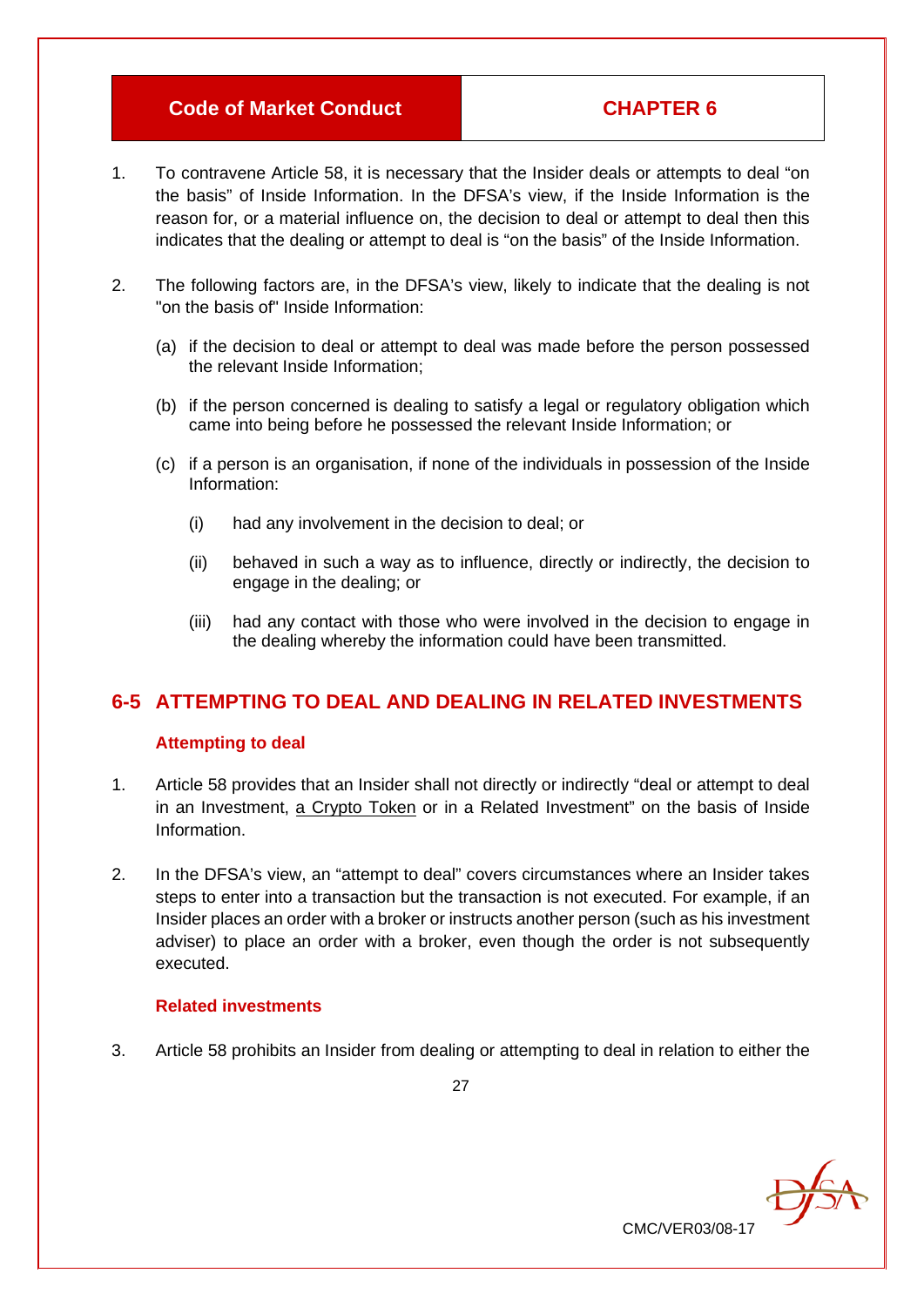1. To contravene Article 58, it is necessary that the Insider deals or attempts to deal "on the basis" of Inside Information. In the DFSA's view, if the Inside Information is the reason for, or a material influence on, the decision to deal or attempt to deal then this indicates that the dealing or attempt to deal is "on the basis" of the Inside Information.

2. The following factors are, in the DFSA's view, likely to indicate that the dealing is not "on the basis of" Inside Information:

   (a) if the decision to deal or attempt to deal was made before the person possessed the relevant Inside Information;

   (b) if the person concerned is dealing to satisfy a legal or regulatory obligation which came into being before he possessed the relevant Inside Information; or

   (c) if a person is an organisation, if none of the individuals in possession of the Inside Information:

      (i) had any involvement in the decision to deal; or

      (ii) behaved in such a way as to influence, directly or indirectly, the decision to engage in the dealing; or

      (iii) had any contact with those who were involved in the decision to engage in the dealing whereby the information could have been transmitted.

## 6-5 ATTEMPTING TO DEAL AND DEALING IN RELATED INVESTMENTS

### Attempting to deal

1. Article 58 provides that an Insider shall not directly or indirectly "deal or attempt to deal in an Investment, <u>a Crypto Token</u> or in a Related Investment" on the basis of Inside Information.

2. In the DFSA's view, an "attempt to deal" covers circumstances where an Insider takes steps to enter into a transaction but the transaction is not executed. For example, if an Insider places an order with a broker or instructs another person (such as his investment adviser) to place an order with a broker, even though the order is not subsequently executed.

### Related investments

3. Article 58 prohibits an Insider from dealing or attempting to deal in relation to either the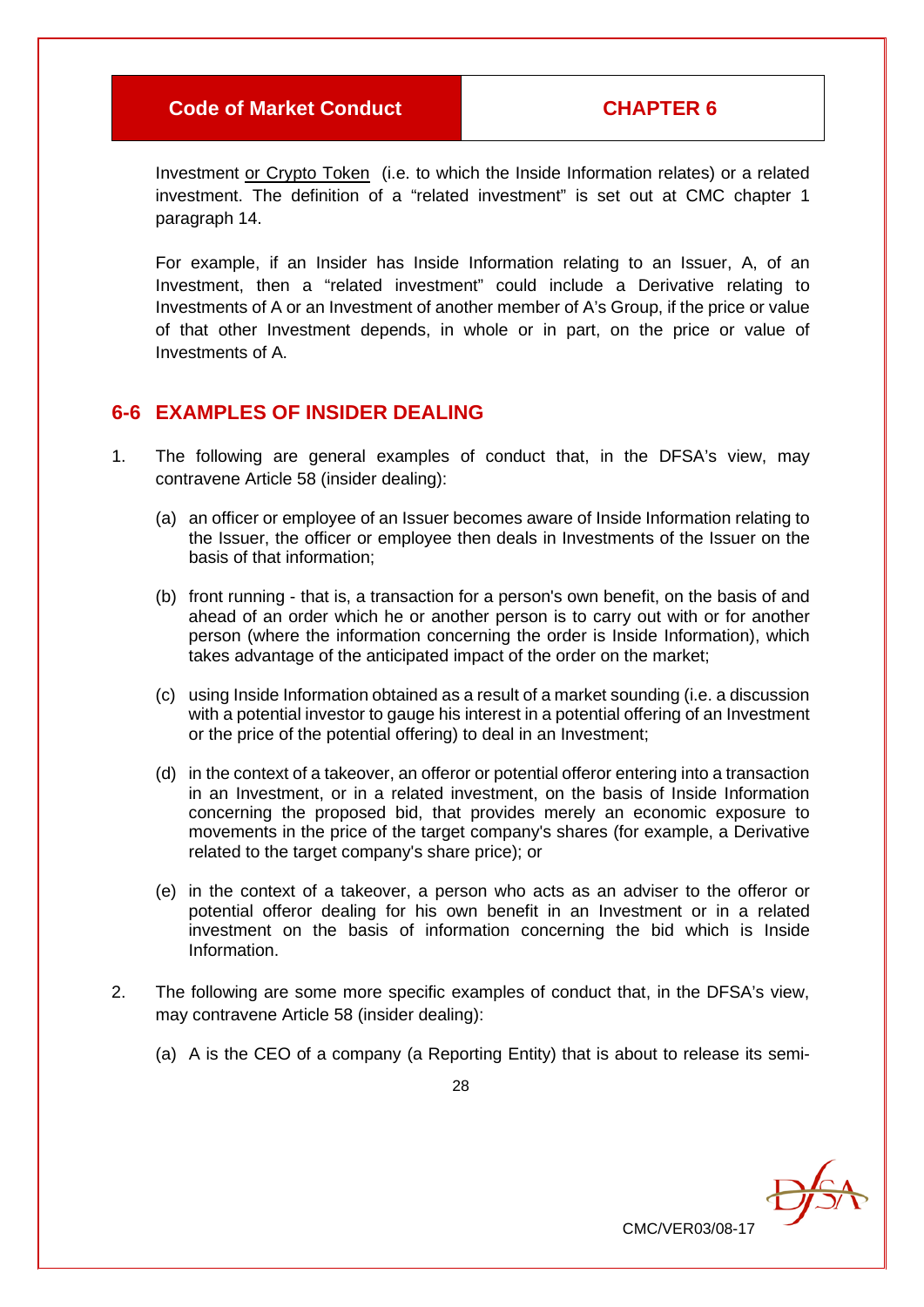Investment or Crypto Token (i.e. to which the Inside Information relates) or a related investment. The definition of a "related investment" is set out at CMC chapter 1 paragraph 14.

For example, if an Insider has Inside Information relating to an Issuer, A, of an Investment, then a "related investment" could include a Derivative relating to Investments of A or an Investment of another member of A's Group, if the price or value of that other Investment depends, in whole or in part, on the price or value of Investments of A.

## 6-6 EXAMPLES OF INSIDER DEALING

1. The following are general examples of conduct that, in the DFSA's view, may contravene Article 58 (insider dealing):

   (a) an officer or employee of an Issuer becomes aware of Inside Information relating to the Issuer, the officer or employee then deals in Investments of the Issuer on the basis of that information;

   (b) front running - that is, a transaction for a person's own benefit, on the basis of and ahead of an order which he or another person is to carry out with or for another person (where the information concerning the order is Inside Information), which takes advantage of the anticipated impact of the order on the market;

   (c) using Inside Information obtained as a result of a market sounding (i.e. a discussion with a potential investor to gauge his interest in a potential offering of an Investment or the price of the potential offering) to deal in an Investment;

   (d) in the context of a takeover, an offeror or potential offeror entering into a transaction in an Investment, or in a related investment, on the basis of Inside Information concerning the proposed bid, that provides merely an economic exposure to movements in the price of the target company's shares (for example, a Derivative related to the target company's share price); or

   (e) in the context of a takeover, a person who acts as an adviser to the offeror or potential offeror dealing for his own benefit in an Investment or in a related investment on the basis of information concerning the bid which is Inside Information.

2. The following are some more specific examples of conduct that, in the DFSA's view, may contravene Article 58 (insider dealing):

   (a) A is the CEO of a company (a Reporting Entity) that is about to release its semi-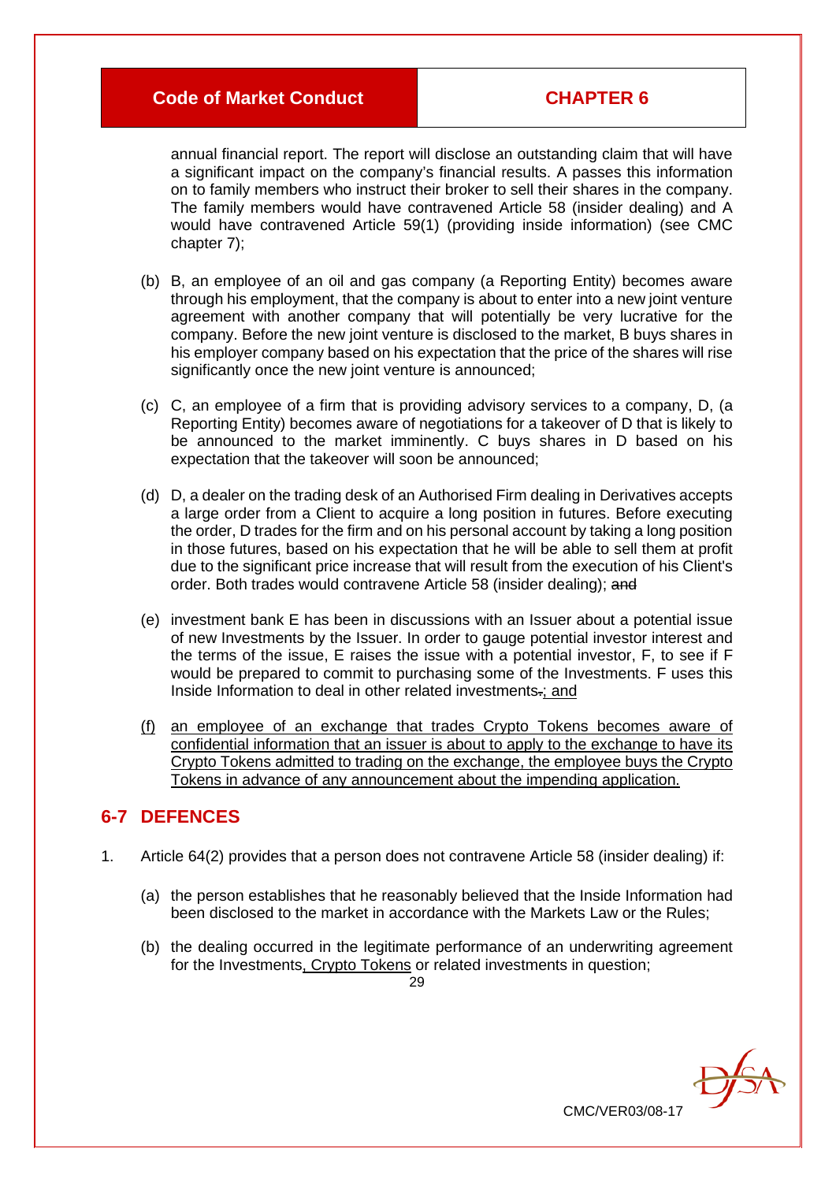annual financial report. The report will disclose an outstanding claim that will have a significant impact on the company's financial results. A passes this information on to family members who instruct their broker to sell their shares in the company. The family members would have contravened Article 58 (insider dealing) and A would have contravened Article 59(1) (providing inside information) (see CMC chapter 7);

(b) B, an employee of an oil and gas company (a Reporting Entity) becomes aware through his employment, that the company is about to enter into a new joint venture agreement with another company that will potentially be very lucrative for the company. Before the new joint venture is disclosed to the market, B buys shares in his employer company based on his expectation that the price of the shares will rise significantly once the new joint venture is announced;

(c) C, an employee of a firm that is providing advisory services to a company, D, (a Reporting Entity) becomes aware of negotiations for a takeover of D that is likely to be announced to the market imminently. C buys shares in D based on his expectation that the takeover will soon be announced;

(d) D, a dealer on the trading desk of an Authorised Firm dealing in Derivatives accepts a large order from a Client to acquire a long position in futures. Before executing the order, D trades for the firm and on his personal account by taking a long position in those futures, based on his expectation that he will be able to sell them at profit due to the significant price increase that will result from the execution of his Client's order. Both trades would contravene Article 58 (insider dealing); ~~and~~

(e) investment bank E has been in discussions with an Issuer about a potential issue of new Investments by the Issuer. In order to gauge potential investor interest and the terms of the issue, E raises the issue with a potential investor, F, to see if F would be prepared to commit to purchasing some of the Investments. F uses this Inside Information to deal in other related investments~~.~~<u>; and</u>

<u>(f) an employee of an exchange that trades Crypto Tokens becomes aware of confidential information that an issuer is about to apply to the exchange to have its Crypto Tokens admitted to trading on the exchange, the employee buys the Crypto Tokens in advance of any announcement about the impending application.</u>

## 6-7 DEFENCES

1. Article 64(2) provides that a person does not contravene Article 58 (insider dealing) if:

   (a) the person establishes that he reasonably believed that the Inside Information had been disclosed to the market in accordance with the Markets Law or the Rules;

   (b) the dealing occurred in the legitimate performance of an underwriting agreement for the Investments<u>, Crypto Tokens</u> or related investments in question;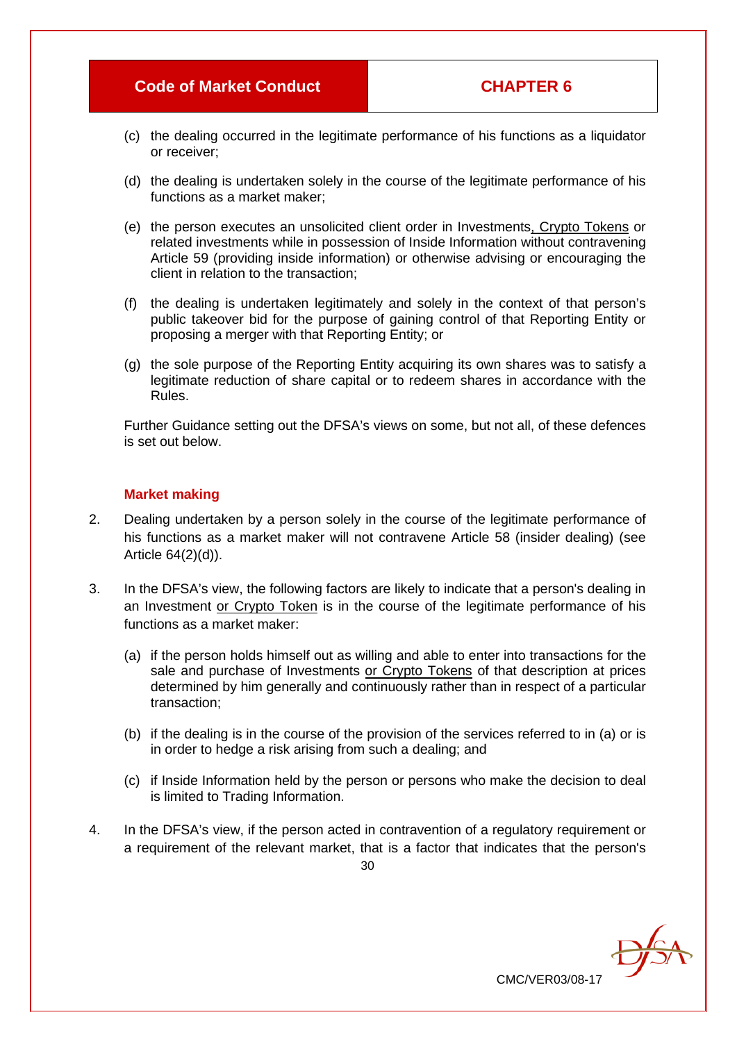(c) the dealing occurred in the legitimate performance of his functions as a liquidator or receiver;

(d) the dealing is undertaken solely in the course of the legitimate performance of his functions as a market maker;

(e) the person executes an unsolicited client order in Investments, Crypto Tokens or related investments while in possession of Inside Information without contravening Article 59 (providing inside information) or otherwise advising or encouraging the client in relation to the transaction;

(f) the dealing is undertaken legitimately and solely in the context of that person's public takeover bid for the purpose of gaining control of that Reporting Entity or proposing a merger with that Reporting Entity; or

(g) the sole purpose of the Reporting Entity acquiring its own shares was to satisfy a legitimate reduction of share capital or to redeem shares in accordance with the Rules.

Further Guidance setting out the DFSA's views on some, but not all, of these defences is set out below.

**Market making**

2. Dealing undertaken by a person solely in the course of the legitimate performance of his functions as a market maker will not contravene Article 58 (insider dealing) (see Article 64(2)(d)).

3. In the DFSA's view, the following factors are likely to indicate that a person's dealing in an Investment or Crypto Token is in the course of the legitimate performance of his functions as a market maker:

   (a) if the person holds himself out as willing and able to enter into transactions for the sale and purchase of Investments or Crypto Tokens of that description at prices determined by him generally and continuously rather than in respect of a particular transaction;

   (b) if the dealing is in the course of the provision of the services referred to in (a) or is in order to hedge a risk arising from such a dealing; and

   (c) if Inside Information held by the person or persons who make the decision to deal is limited to Trading Information.

4. In the DFSA's view, if the person acted in contravention of a regulatory requirement or a requirement of the relevant market, that is a factor that indicates that the person's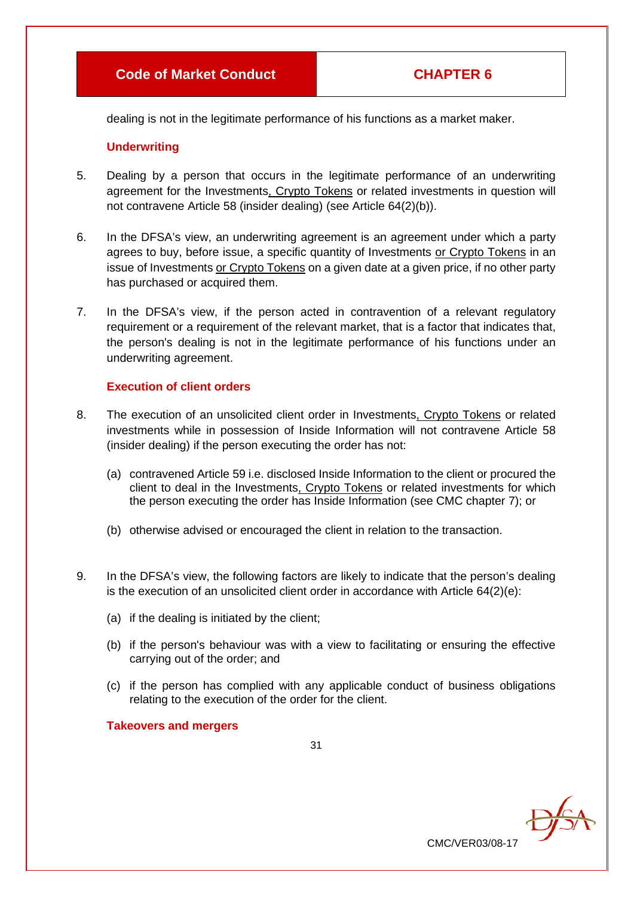dealing is not in the legitimate performance of his functions as a market maker.

### Underwriting

5. Dealing by a person that occurs in the legitimate performance of an underwriting agreement for the Investments, Crypto Tokens or related investments in question will not contravene Article 58 (insider dealing) (see Article 64(2)(b)).

6. In the DFSA's view, an underwriting agreement is an agreement under which a party agrees to buy, before issue, a specific quantity of Investments or Crypto Tokens in an issue of Investments or Crypto Tokens on a given date at a given price, if no other party has purchased or acquired them.

7. In the DFSA's view, if the person acted in contravention of a relevant regulatory requirement or a requirement of the relevant market, that is a factor that indicates that, the person's dealing is not in the legitimate performance of his functions under an underwriting agreement.

### Execution of client orders

8. The execution of an unsolicited client order in Investments, Crypto Tokens or related investments while in possession of Inside Information will not contravene Article 58 (insider dealing) if the person executing the order has not:

   (a) contravened Article 59 i.e. disclosed Inside Information to the client or procured the client to deal in the Investments, Crypto Tokens or related investments for which the person executing the order has Inside Information (see CMC chapter 7); or

   (b) otherwise advised or encouraged the client in relation to the transaction.

9. In the DFSA's view, the following factors are likely to indicate that the person's dealing is the execution of an unsolicited client order in accordance with Article 64(2)(e):

   (a) if the dealing is initiated by the client;

   (b) if the person's behaviour was with a view to facilitating or ensuring the effective carrying out of the order; and

   (c) if the person has complied with any applicable conduct of business obligations relating to the execution of the order for the client.

### Takeovers and mergers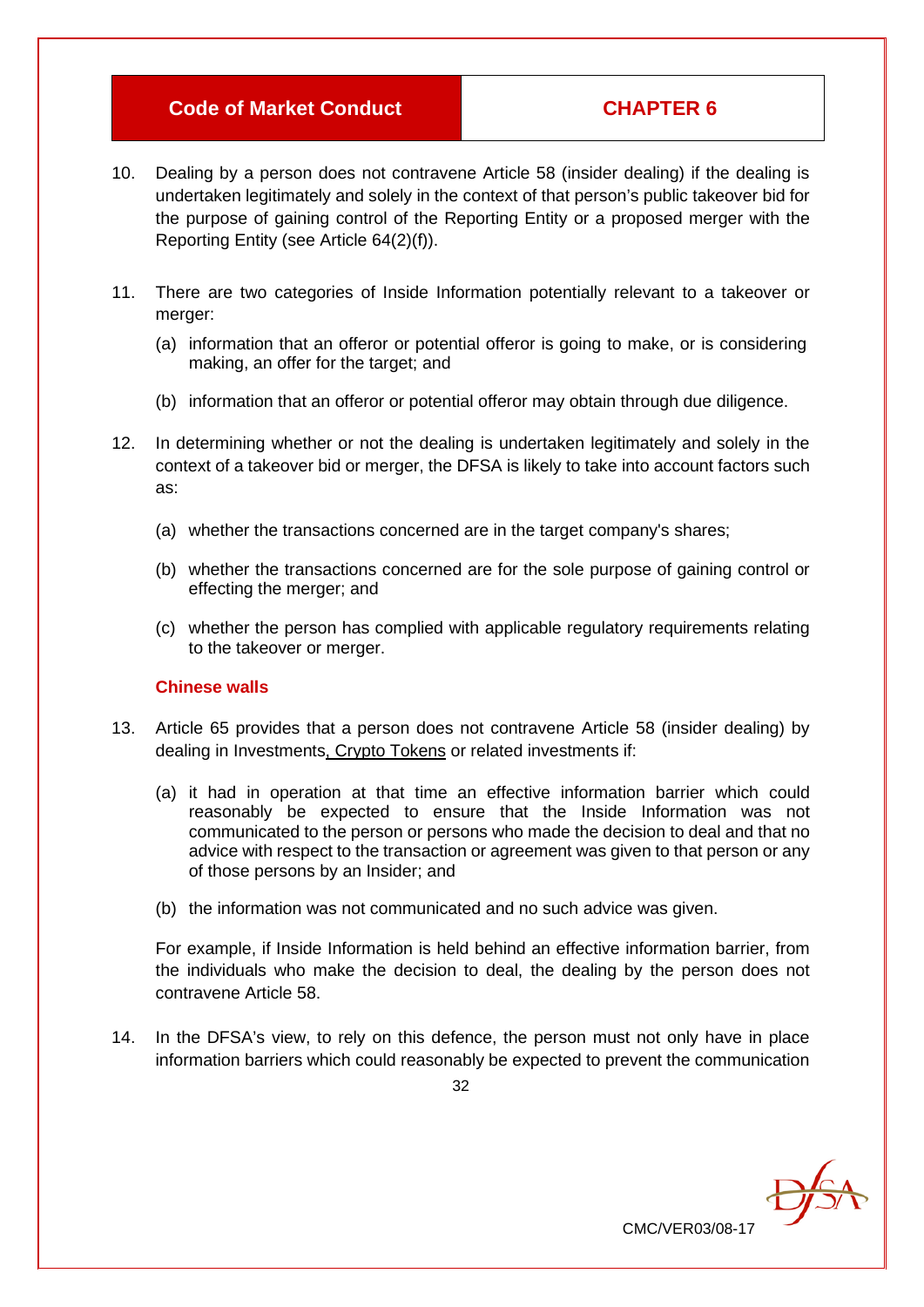10. Dealing by a person does not contravene Article 58 (insider dealing) if the dealing is undertaken legitimately and solely in the context of that person's public takeover bid for the purpose of gaining control of the Reporting Entity or a proposed merger with the Reporting Entity (see Article 64(2)(f)).

11. There are two categories of Inside Information potentially relevant to a takeover or merger:

    (a) information that an offeror or potential offeror is going to make, or is considering making, an offer for the target; and

    (b) information that an offeror or potential offeror may obtain through due diligence.

12. In determining whether or not the dealing is undertaken legitimately and solely in the context of a takeover bid or merger, the DFSA is likely to take into account factors such as:

    (a) whether the transactions concerned are in the target company's shares;

    (b) whether the transactions concerned are for the sole purpose of gaining control or effecting the merger; and

    (c) whether the person has complied with applicable regulatory requirements relating to the takeover or merger.

### Chinese walls

13. Article 65 provides that a person does not contravene Article 58 (insider dealing) by dealing in Investments, Crypto Tokens or related investments if:

    (a) it had in operation at that time an effective information barrier which could reasonably be expected to ensure that the Inside Information was not communicated to the person or persons who made the decision to deal and that no advice with respect to the transaction or agreement was given to that person or any of those persons by an Insider; and

    (b) the information was not communicated and no such advice was given.

    For example, if Inside Information is held behind an effective information barrier, from the individuals who make the decision to deal, the dealing by the person does not contravene Article 58.

14. In the DFSA's view, to rely on this defence, the person must not only have in place information barriers which could reasonably be expected to prevent the communication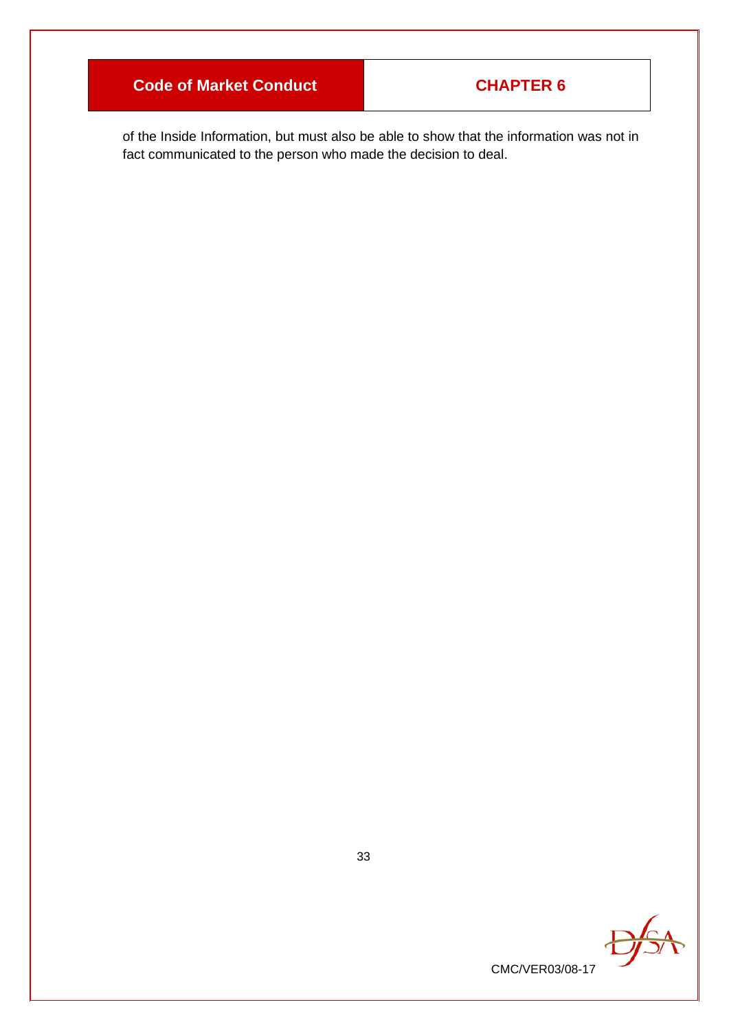of the Inside Information, but must also be able to show that the information was not in fact communicated to the person who made the decision to deal.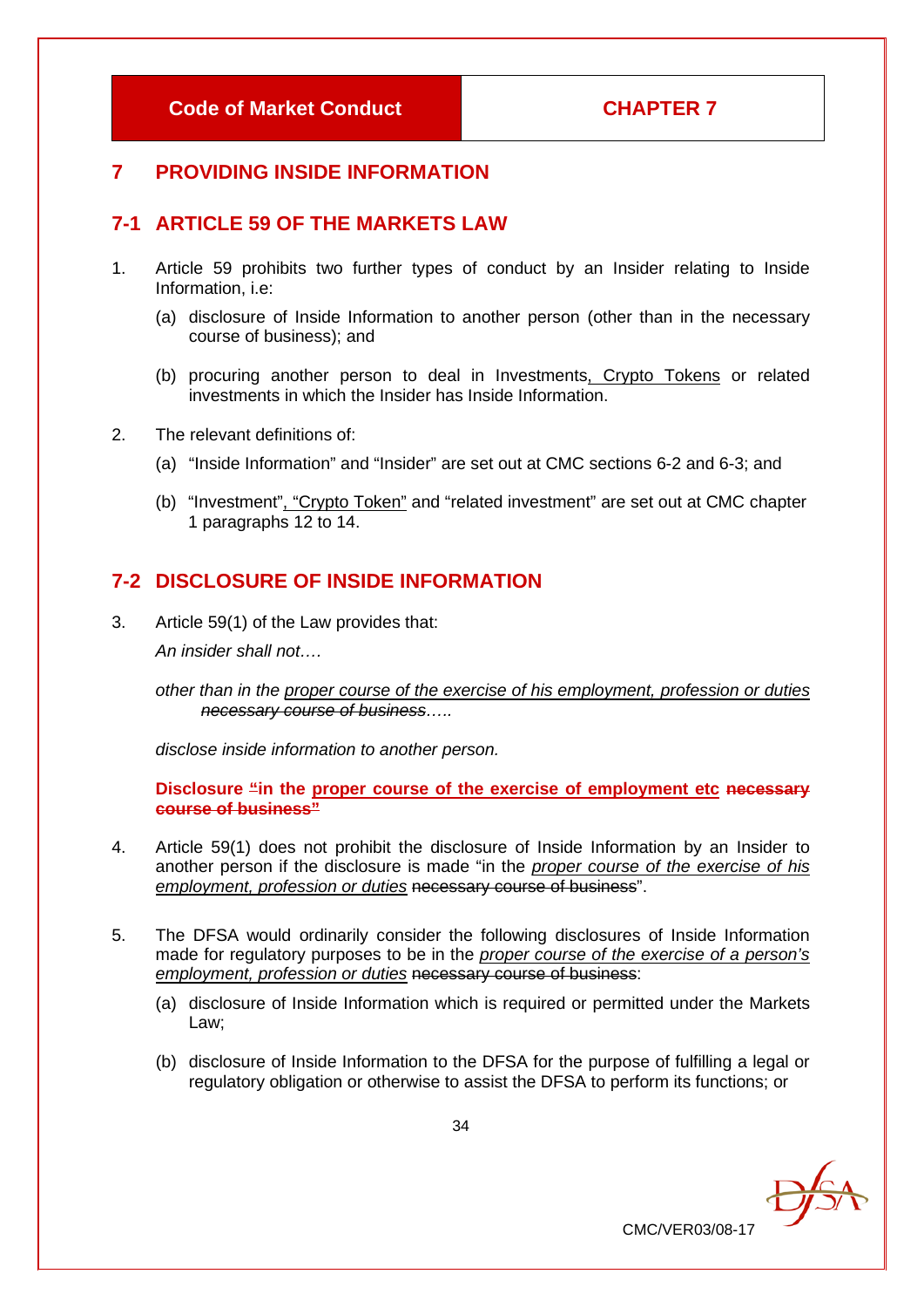## 7 PROVIDING INSIDE INFORMATION

### 7-1 ARTICLE 59 OF THE MARKETS LAW

1. Article 59 prohibits two further types of conduct by an Insider relating to Inside Information, i.e:

   (a) disclosure of Inside Information to another person (other than in the necessary course of business); and

   (b) procuring another person to deal in Investments, <u>Crypto Tokens</u> or related investments in which the Insider has Inside Information.

2. The relevant definitions of:

   (a) "Inside Information" and "Insider" are set out at CMC sections 6-2 and 6-3; and

   (b) "Investment", <u>"Crypto Token"</u> and "related investment" are set out at CMC chapter 1 paragraphs 12 to 14.

### 7-2 DISCLOSURE OF INSIDE INFORMATION

3. Article 59(1) of the Law provides that:

   *An insider shall not….*

   *other than in the <u>proper course of the exercise of his employment, profession or duties</u> ~~necessary course of business~~…..*

   *disclose inside information to another person.*

   **Disclosure <u>"</u>in the <u>proper course of the exercise of employment etc</u> ~~necessary course of business"~~**

4. Article 59(1) does not prohibit the disclosure of Inside Information by an Insider to another person if the disclosure is made "in the *<u>proper course of the exercise of his employment, profession or duties</u>* ~~necessary course of business~~".

5. The DFSA would ordinarily consider the following disclosures of Inside Information made for regulatory purposes to be in the *<u>proper course of the exercise of a person's employment, profession or duties</u>* ~~necessary course of business~~:

   (a) disclosure of Inside Information which is required or permitted under the Markets Law;

   (b) disclosure of Inside Information to the DFSA for the purpose of fulfilling a legal or regulatory obligation or otherwise to assist the DFSA to perform its functions; or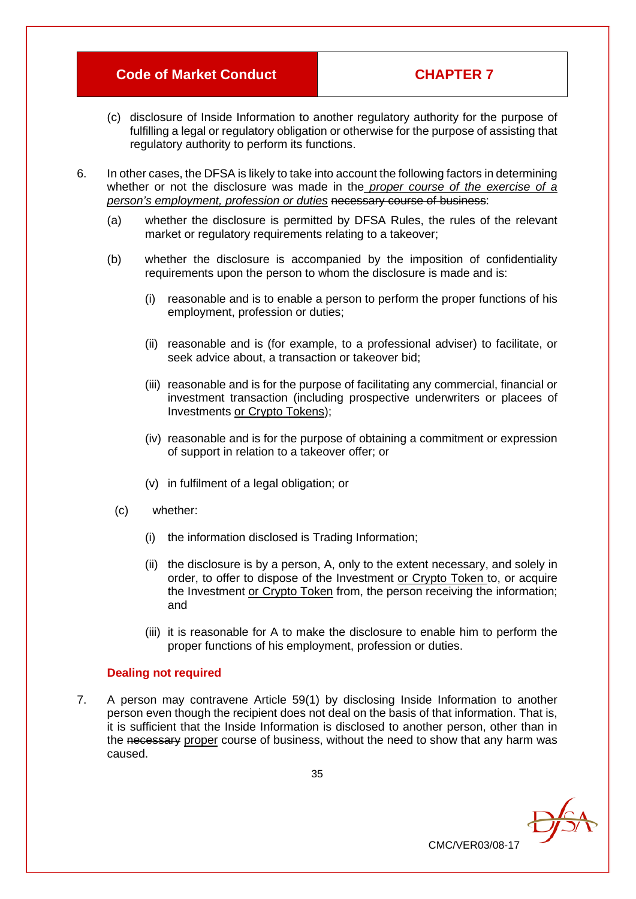(c) disclosure of Inside Information to another regulatory authority for the purpose of fulfilling a legal or regulatory obligation or otherwise for the purpose of assisting that regulatory authority to perform its functions.

6. In other cases, the DFSA is likely to take into account the following factors in determining whether or not the disclosure was made in the <u>*proper course of the exercise of a person's employment, profession or duties*</u> ~~necessary course of business~~:

   (a) whether the disclosure is permitted by DFSA Rules, the rules of the relevant market or regulatory requirements relating to a takeover;

   (b) whether the disclosure is accompanied by the imposition of confidentiality requirements upon the person to whom the disclosure is made and is:

      (i) reasonable and is to enable a person to perform the proper functions of his employment, profession or duties;

      (ii) reasonable and is (for example, to a professional adviser) to facilitate, or seek advice about, a transaction or takeover bid;

      (iii) reasonable and is for the purpose of facilitating any commercial, financial or investment transaction (including prospective underwriters or placees of Investments <u>or Crypto Tokens</u>);

      (iv) reasonable and is for the purpose of obtaining a commitment or expression of support in relation to a takeover offer; or

      (v) in fulfilment of a legal obligation; or

   (c) whether:

      (i) the information disclosed is Trading Information;

      (ii) the disclosure is by a person, A, only to the extent necessary, and solely in order, to offer to dispose of the Investment <u>or Crypto Token</u> to, or acquire the Investment <u>or Crypto Token</u> from, the person receiving the information; and

      (iii) it is reasonable for A to make the disclosure to enable him to perform the proper functions of his employment, profession or duties.

### Dealing not required

7. A person may contravene Article 59(1) by disclosing Inside Information to another person even though the recipient does not deal on the basis of that information. That is, it is sufficient that the Inside Information is disclosed to another person, other than in the ~~necessary~~ <u>proper</u> course of business, without the need to show that any harm was caused.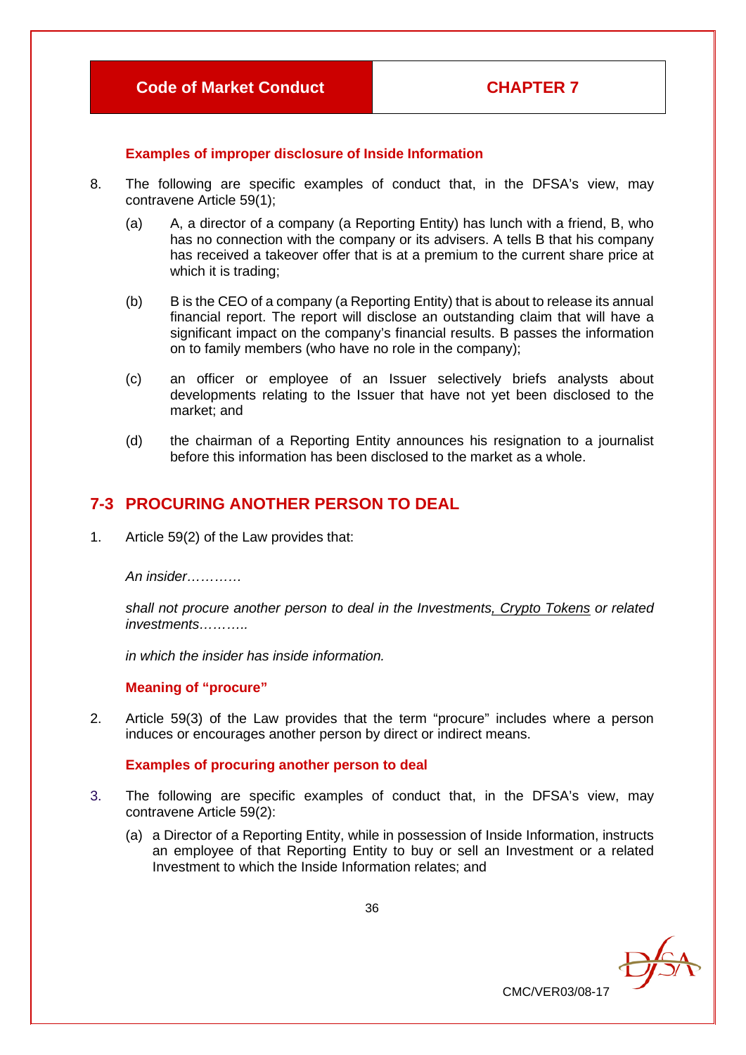#### Examples of improper disclosure of Inside Information

8. The following are specific examples of conduct that, in the DFSA's view, may contravene Article 59(1);

   (a) A, a director of a company (a Reporting Entity) has lunch with a friend, B, who has no connection with the company or its advisers. A tells B that his company has received a takeover offer that is at a premium to the current share price at which it is trading;

   (b) B is the CEO of a company (a Reporting Entity) that is about to release its annual financial report. The report will disclose an outstanding claim that will have a significant impact on the company's financial results. B passes the information on to family members (who have no role in the company);

   (c) an officer or employee of an Issuer selectively briefs analysts about developments relating to the Issuer that have not yet been disclosed to the market; and

   (d) the chairman of a Reporting Entity announces his resignation to a journalist before this information has been disclosed to the market as a whole.

## 7-3 PROCURING ANOTHER PERSON TO DEAL

1. Article 59(2) of the Law provides that:

   *An insider…………*

   *shall not procure another person to deal in the Investments, Crypto Tokens or related investments………..*

   *in which the insider has inside information.*

#### Meaning of "procure"

2. Article 59(3) of the Law provides that the term "procure" includes where a person induces or encourages another person by direct or indirect means.

#### Examples of procuring another person to deal

3. The following are specific examples of conduct that, in the DFSA's view, may contravene Article 59(2):

   (a) a Director of a Reporting Entity, while in possession of Inside Information, instructs an employee of that Reporting Entity to buy or sell an Investment or a related Investment to which the Inside Information relates; and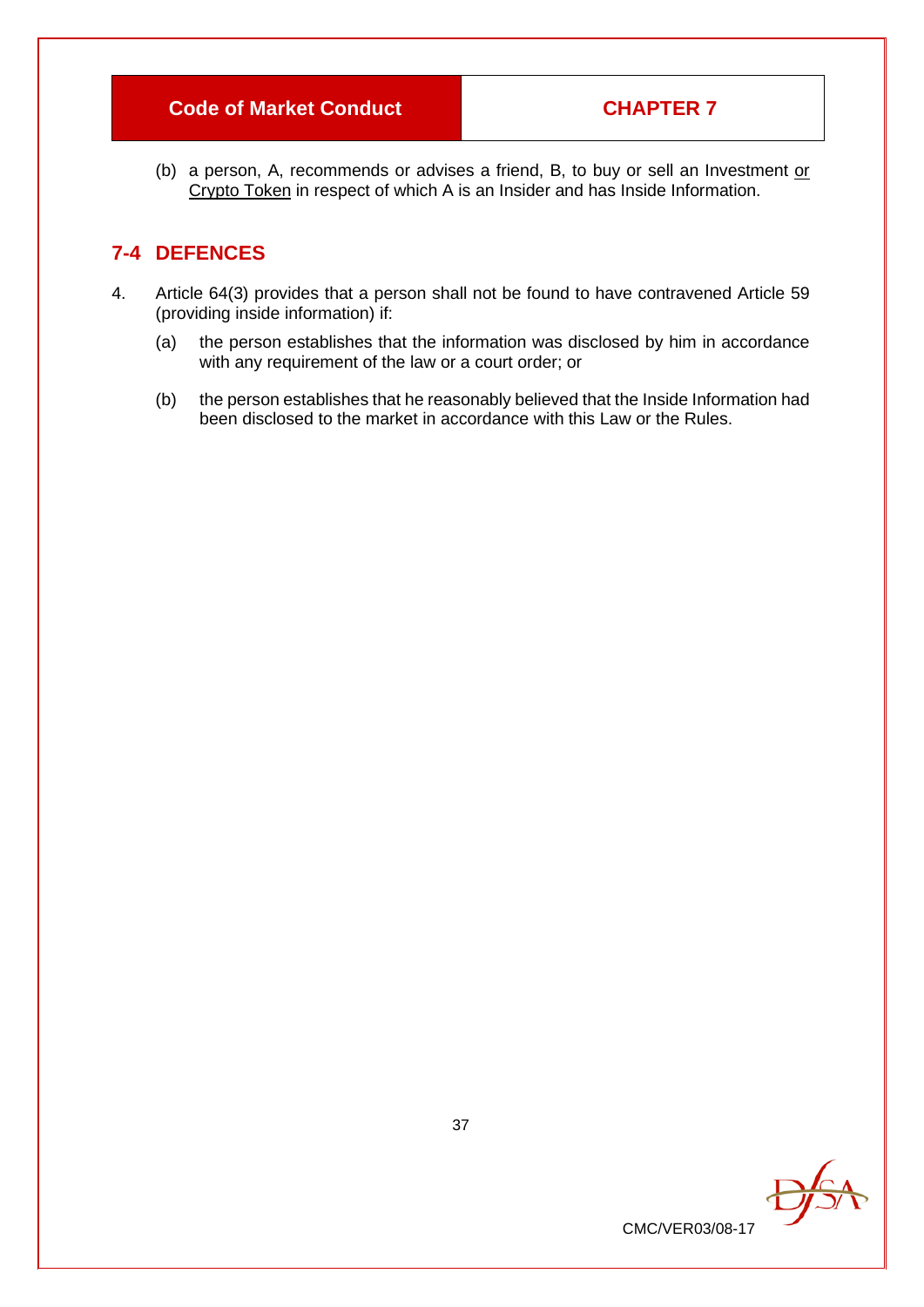(b) a person, A, recommends or advises a friend, B, to buy or sell an Investment <u>or Crypto Token</u> in respect of which A is an Insider and has Inside Information.

## 7-4 DEFENCES

4. Article 64(3) provides that a person shall not be found to have contravened Article 59 (providing inside information) if:

   (a) the person establishes that the information was disclosed by him in accordance with any requirement of the law or a court order; or

   (b) the person establishes that he reasonably believed that the Inside Information had been disclosed to the market in accordance with this Law or the Rules.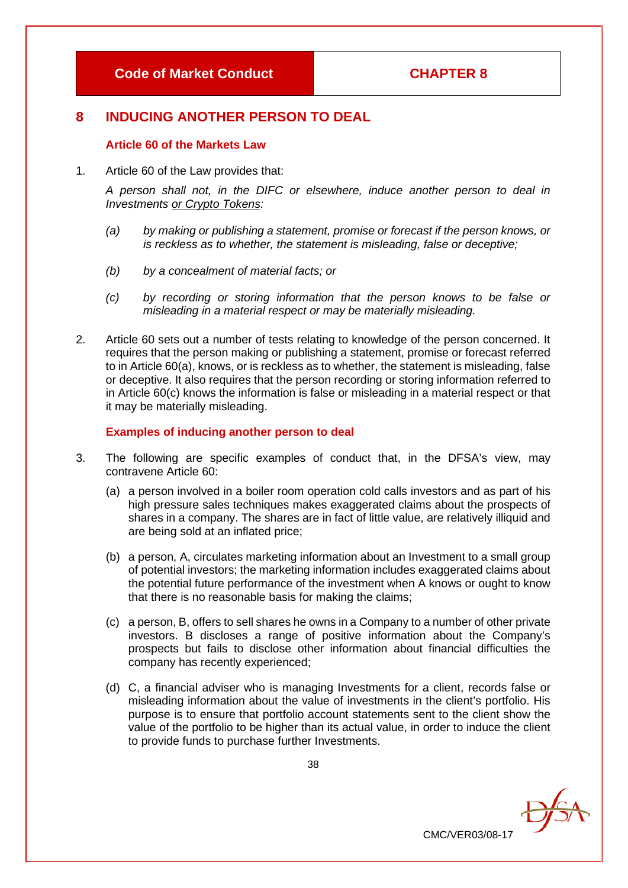# 8 INDUCING ANOTHER PERSON TO DEAL

### Article 60 of the Markets Law

1. Article 60 of the Law provides that:

   *A person shall not, in the DIFC or elsewhere, induce another person to deal in Investments <u>or Crypto Tokens</u>:*

   *(a) by making or publishing a statement, promise or forecast if the person knows, or is reckless as to whether, the statement is misleading, false or deceptive;*

   *(b) by a concealment of material facts; or*

   *(c) by recording or storing information that the person knows to be false or misleading in a material respect or may be materially misleading.*

2. Article 60 sets out a number of tests relating to knowledge of the person concerned. It requires that the person making or publishing a statement, promise or forecast referred to in Article 60(a), knows, or is reckless as to whether, the statement is misleading, false or deceptive. It also requires that the person recording or storing information referred to in Article 60(c) knows the information is false or misleading in a material respect or that it may be materially misleading.

### Examples of inducing another person to deal

3. The following are specific examples of conduct that, in the DFSA's view, may contravene Article 60:

   (a) a person involved in a boiler room operation cold calls investors and as part of his high pressure sales techniques makes exaggerated claims about the prospects of shares in a company. The shares are in fact of little value, are relatively illiquid and are being sold at an inflated price;

   (b) a person, A, circulates marketing information about an Investment to a small group of potential investors; the marketing information includes exaggerated claims about the potential future performance of the investment when A knows or ought to know that there is no reasonable basis for making the claims;

   (c) a person, B, offers to sell shares he owns in a Company to a number of other private investors. B discloses a range of positive information about the Company's prospects but fails to disclose other information about financial difficulties the company has recently experienced;

   (d) C, a financial adviser who is managing Investments for a client, records false or misleading information about the value of investments in the client's portfolio. His purpose is to ensure that portfolio account statements sent to the client show the value of the portfolio to be higher than its actual value, in order to induce the client to provide funds to purchase further Investments.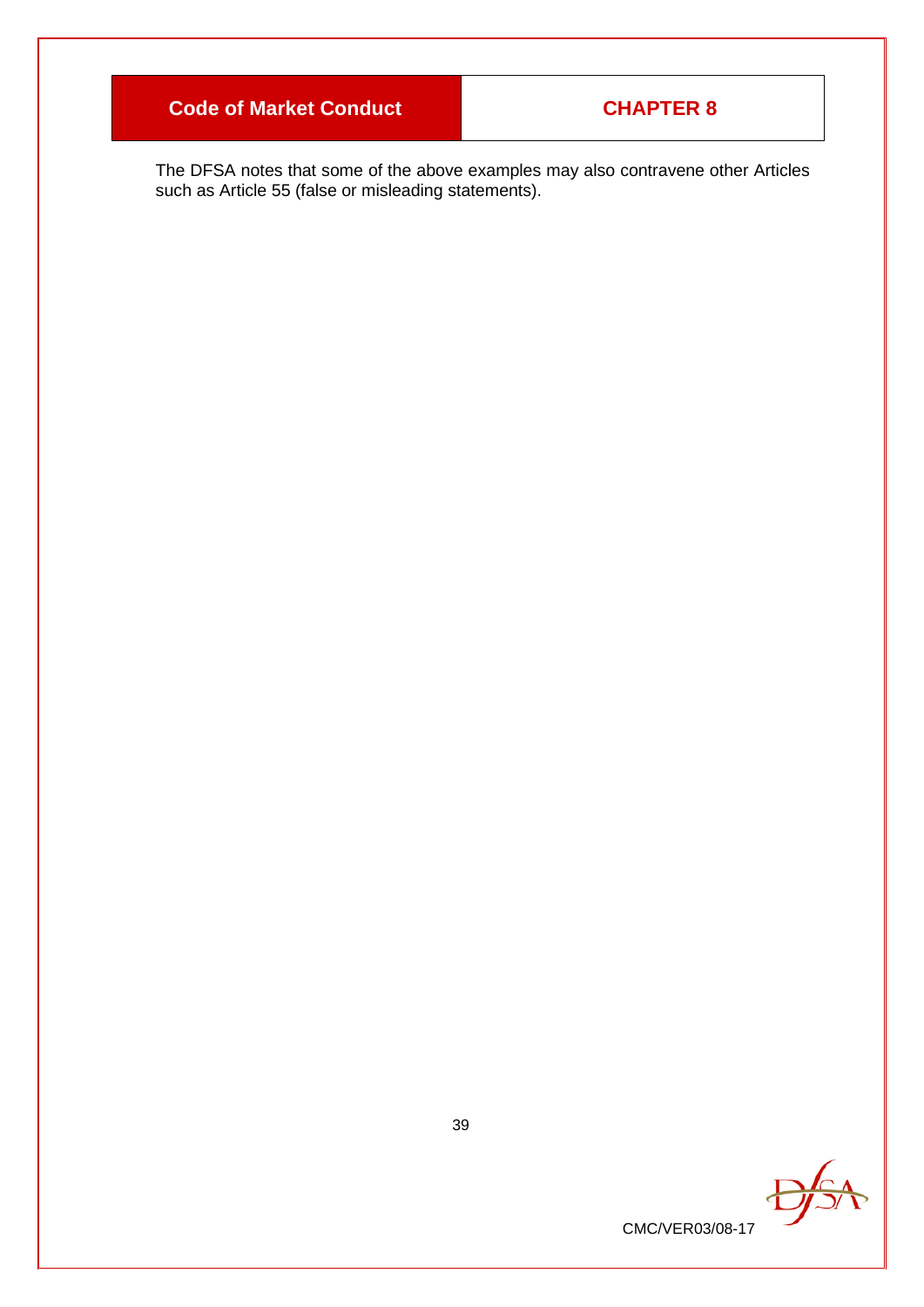The DFSA notes that some of the above examples may also contravene other Articles such as Article 55 (false or misleading statements).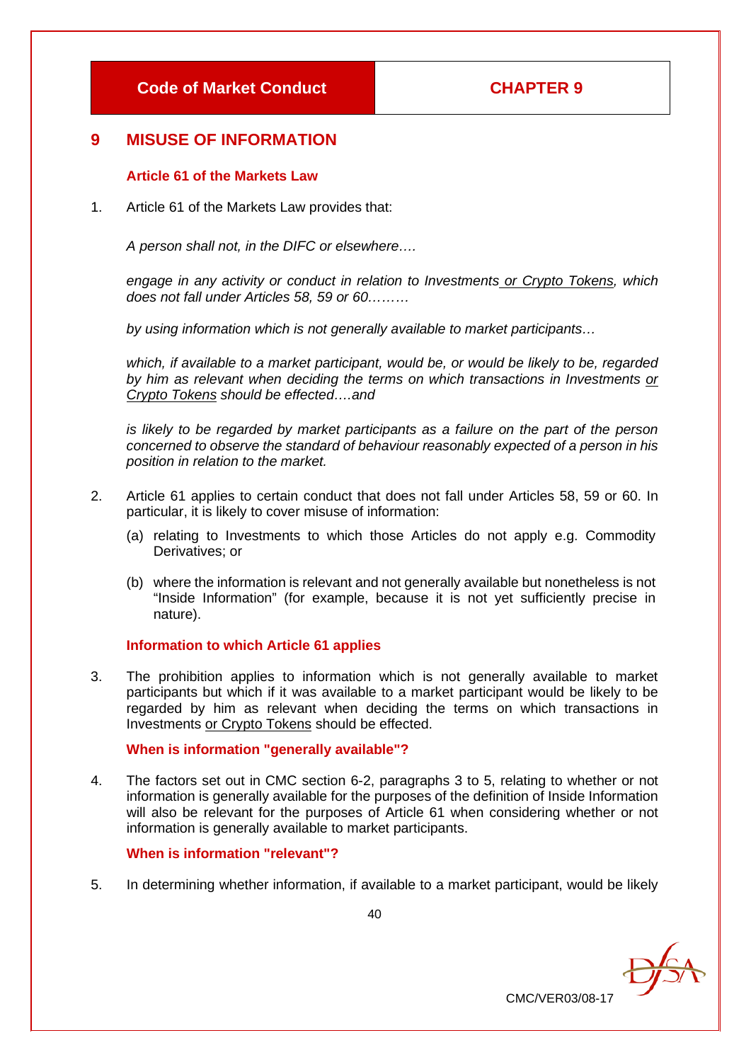# 9 MISUSE OF INFORMATION

### Article 61 of the Markets Law

1. Article 61 of the Markets Law provides that:

   *A person shall not, in the DIFC or elsewhere….*

   *engage in any activity or conduct in relation to Investments or Crypto Tokens, which does not fall under Articles 58, 59 or 60………*

   *by using information which is not generally available to market participants…*

   *which, if available to a market participant, would be, or would be likely to be, regarded by him as relevant when deciding the terms on which transactions in Investments or Crypto Tokens should be effected….and*

   *is likely to be regarded by market participants as a failure on the part of the person concerned to observe the standard of behaviour reasonably expected of a person in his position in relation to the market.*

2. Article 61 applies to certain conduct that does not fall under Articles 58, 59 or 60. In particular, it is likely to cover misuse of information:

   (a) relating to Investments to which those Articles do not apply e.g. Commodity Derivatives; or

   (b) where the information is relevant and not generally available but nonetheless is not "Inside Information" (for example, because it is not yet sufficiently precise in nature).

### Information to which Article 61 applies

3. The prohibition applies to information which is not generally available to market participants but which if it was available to a market participant would be likely to be regarded by him as relevant when deciding the terms on which transactions in Investments or Crypto Tokens should be effected.

### When is information "generally available"?

4. The factors set out in CMC section 6-2, paragraphs 3 to 5, relating to whether or not information is generally available for the purposes of the definition of Inside Information will also be relevant for the purposes of Article 61 when considering whether or not information is generally available to market participants.

### When is information "relevant"?

5. In determining whether information, if available to a market participant, would be likely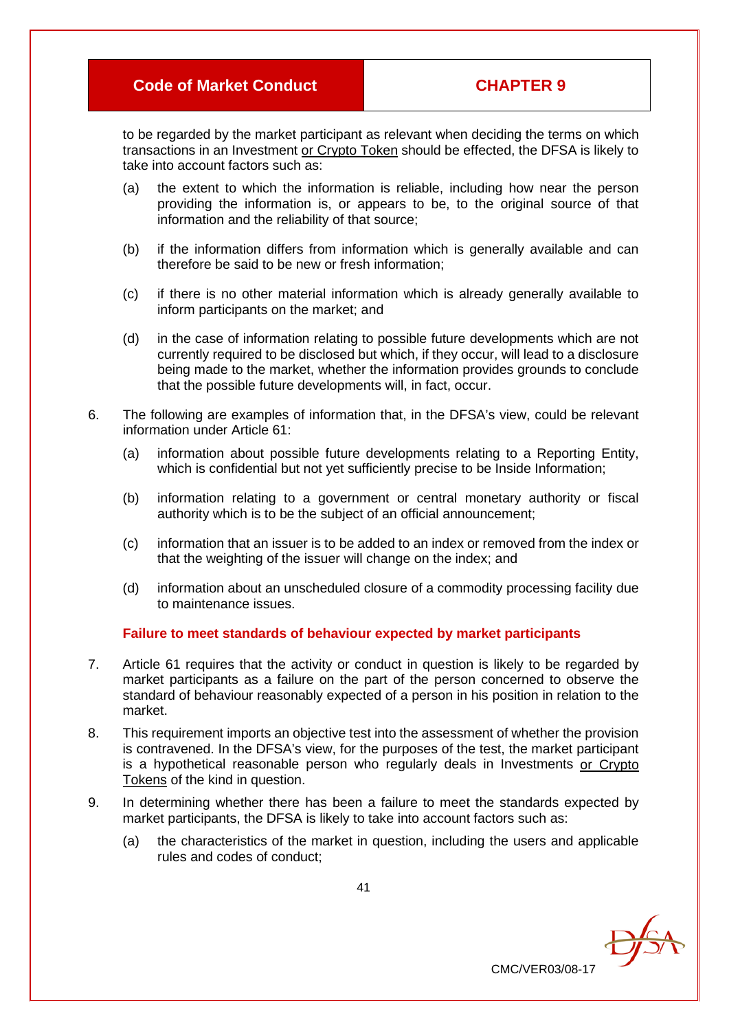to be regarded by the market participant as relevant when deciding the terms on which transactions in an Investment or Crypto Token should be effected, the DFSA is likely to take into account factors such as:

(a) the extent to which the information is reliable, including how near the person providing the information is, or appears to be, to the original source of that information and the reliability of that source;

(b) if the information differs from information which is generally available and can therefore be said to be new or fresh information;

(c) if there is no other material information which is already generally available to inform participants on the market; and

(d) in the case of information relating to possible future developments which are not currently required to be disclosed but which, if they occur, will lead to a disclosure being made to the market, whether the information provides grounds to conclude that the possible future developments will, in fact, occur.

6. The following are examples of information that, in the DFSA's view, could be relevant information under Article 61:

   (a) information about possible future developments relating to a Reporting Entity, which is confidential but not yet sufficiently precise to be Inside Information;

   (b) information relating to a government or central monetary authority or fiscal authority which is to be the subject of an official announcement;

   (c) information that an issuer is to be added to an index or removed from the index or that the weighting of the issuer will change on the index; and

   (d) information about an unscheduled closure of a commodity processing facility due to maintenance issues.

### Failure to meet standards of behaviour expected by market participants

7. Article 61 requires that the activity or conduct in question is likely to be regarded by market participants as a failure on the part of the person concerned to observe the standard of behaviour reasonably expected of a person in his position in relation to the market.

8. This requirement imports an objective test into the assessment of whether the provision is contravened. In the DFSA's view, for the purposes of the test, the market participant is a hypothetical reasonable person who regularly deals in Investments or Crypto Tokens of the kind in question.

9. In determining whether there has been a failure to meet the standards expected by market participants, the DFSA is likely to take into account factors such as:

   (a) the characteristics of the market in question, including the users and applicable rules and codes of conduct;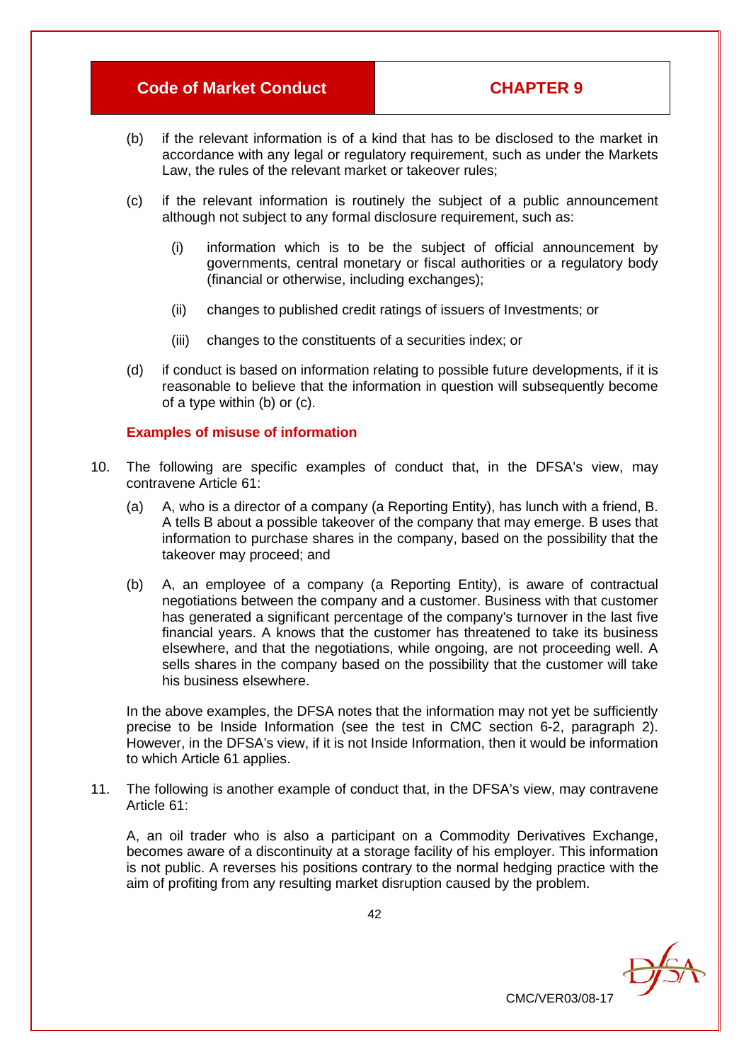(b) if the relevant information is of a kind that has to be disclosed to the market in accordance with any legal or regulatory requirement, such as under the Markets Law, the rules of the relevant market or takeover rules;

(c) if the relevant information is routinely the subject of a public announcement although not subject to any formal disclosure requirement, such as:

  (i) information which is to be the subject of official announcement by governments, central monetary or fiscal authorities or a regulatory body (financial or otherwise, including exchanges);

  (ii) changes to published credit ratings of issuers of Investments; or

  (iii) changes to the constituents of a securities index; or

(d) if conduct is based on information relating to possible future developments, if it is reasonable to believe that the information in question will subsequently become of a type within (b) or (c).

### Examples of misuse of information

10. The following are specific examples of conduct that, in the DFSA's view, may contravene Article 61:

  (a) A, who is a director of a company (a Reporting Entity), has lunch with a friend, B. A tells B about a possible takeover of the company that may emerge. B uses that information to purchase shares in the company, based on the possibility that the takeover may proceed; and

  (b) A, an employee of a company (a Reporting Entity), is aware of contractual negotiations between the company and a customer. Business with that customer has generated a significant percentage of the company's turnover in the last five financial years. A knows that the customer has threatened to take its business elsewhere, and that the negotiations, while ongoing, are not proceeding well. A sells shares in the company based on the possibility that the customer will take his business elsewhere.

  In the above examples, the DFSA notes that the information may not yet be sufficiently precise to be Inside Information (see the test in CMC section 6-2, paragraph 2). However, in the DFSA's view, if it is not Inside Information, then it would be information to which Article 61 applies.

11. The following is another example of conduct that, in the DFSA's view, may contravene Article 61:

  A, an oil trader who is also a participant on a Commodity Derivatives Exchange, becomes aware of a discontinuity at a storage facility of his employer. This information is not public. A reverses his positions contrary to the normal hedging practice with the aim of profiting from any resulting market disruption caused by the problem.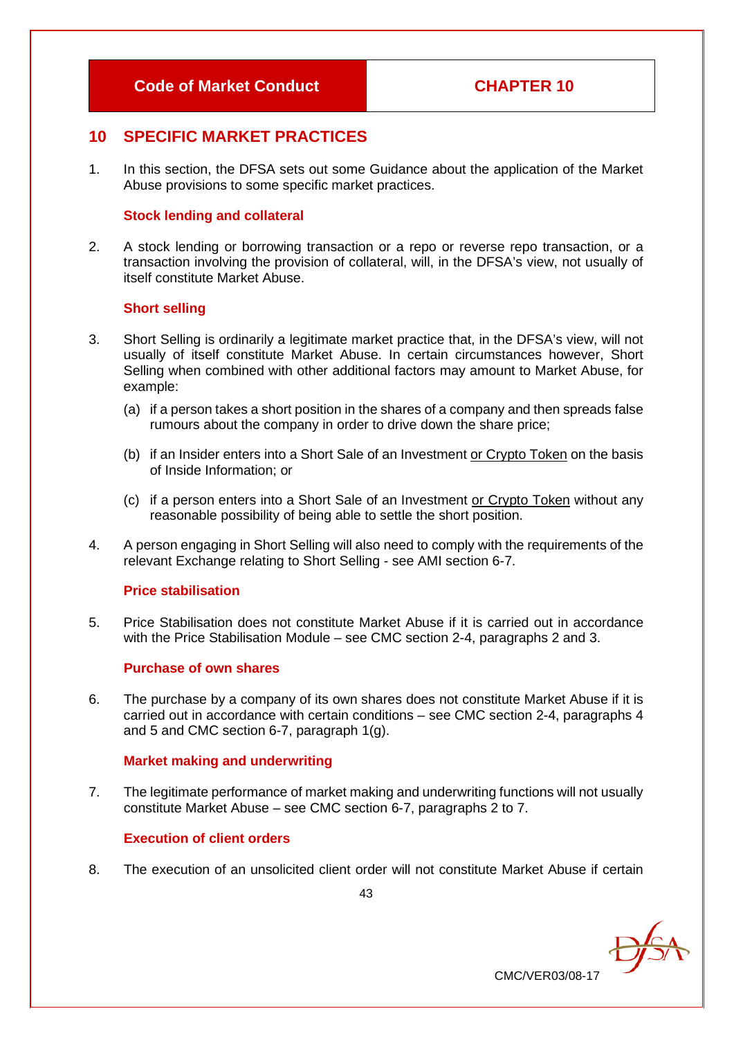# 10 SPECIFIC MARKET PRACTICES

1. In this section, the DFSA sets out some Guidance about the application of the Market Abuse provisions to some specific market practices.

### Stock lending and collateral

2. A stock lending or borrowing transaction or a repo or reverse repo transaction, or a transaction involving the provision of collateral, will, in the DFSA's view, not usually of itself constitute Market Abuse.

### Short selling

3. Short Selling is ordinarily a legitimate market practice that, in the DFSA's view, will not usually of itself constitute Market Abuse. In certain circumstances however, Short Selling when combined with other additional factors may amount to Market Abuse, for example:

   (a) if a person takes a short position in the shares of a company and then spreads false rumours about the company in order to drive down the share price;

   (b) if an Insider enters into a Short Sale of an Investment <u>or Crypto Token</u> on the basis of Inside Information; or

   (c) if a person enters into a Short Sale of an Investment <u>or Crypto Token</u> without any reasonable possibility of being able to settle the short position.

4. A person engaging in Short Selling will also need to comply with the requirements of the relevant Exchange relating to Short Selling - see AMI section 6-7.

### Price stabilisation

5. Price Stabilisation does not constitute Market Abuse if it is carried out in accordance with the Price Stabilisation Module – see CMC section 2-4, paragraphs 2 and 3.

### Purchase of own shares

6. The purchase by a company of its own shares does not constitute Market Abuse if it is carried out in accordance with certain conditions – see CMC section 2-4, paragraphs 4 and 5 and CMC section 6-7, paragraph 1(g).

### Market making and underwriting

7. The legitimate performance of market making and underwriting functions will not usually constitute Market Abuse – see CMC section 6-7, paragraphs 2 to 7.

### Execution of client orders

8. The execution of an unsolicited client order will not constitute Market Abuse if certain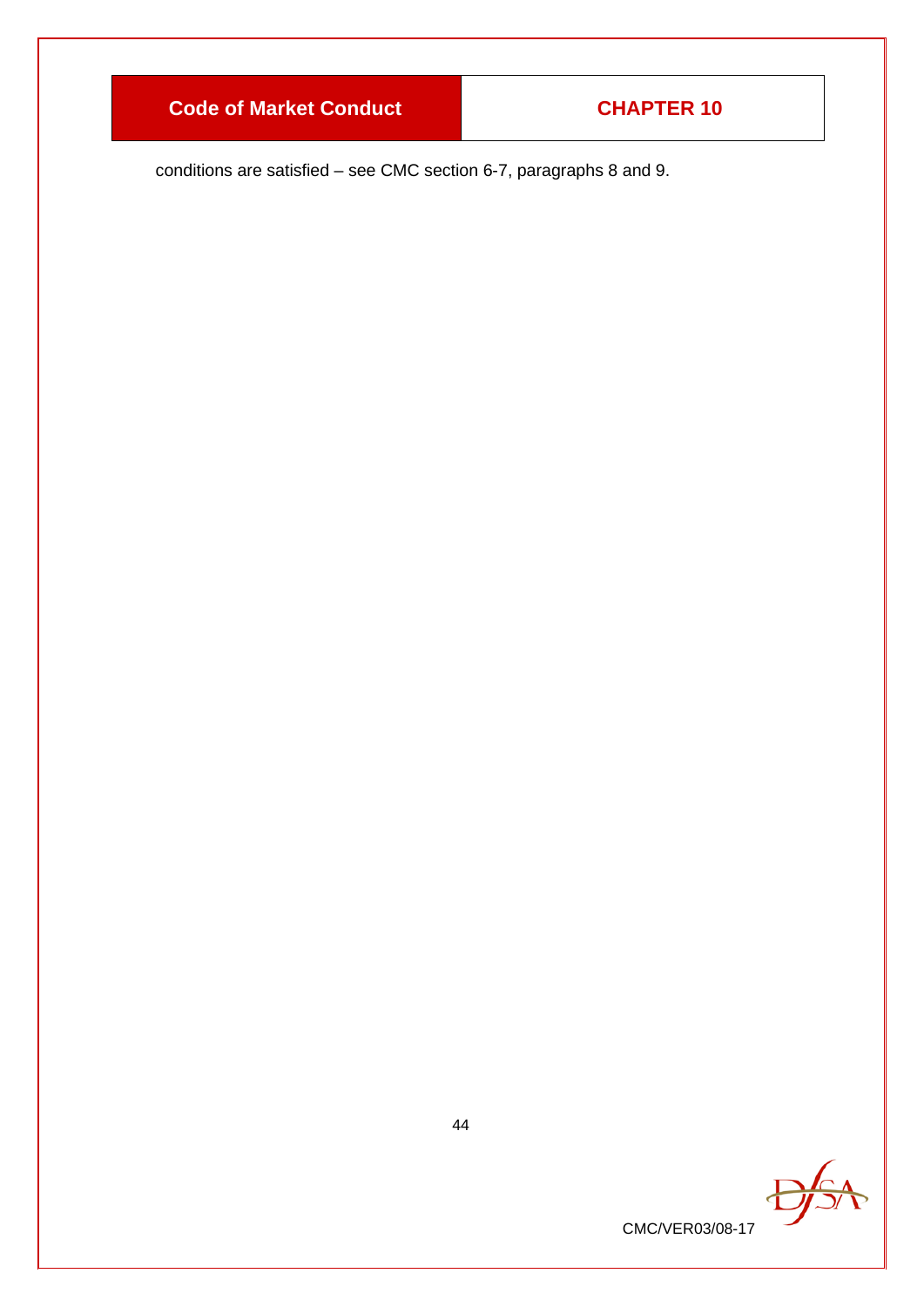conditions are satisfied – see CMC section 6-7, paragraphs 8 and 9.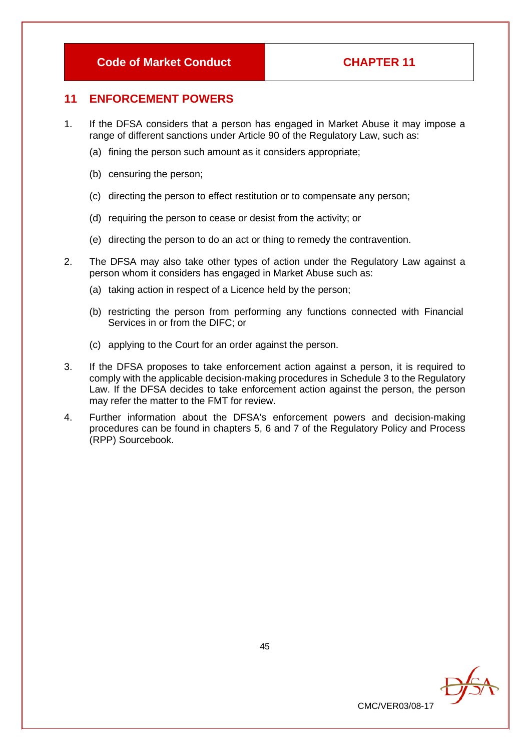# 11 ENFORCEMENT POWERS

1. If the DFSA considers that a person has engaged in Market Abuse it may impose a range of different sanctions under Article 90 of the Regulatory Law, such as:

   (a) fining the person such amount as it considers appropriate;

   (b) censuring the person;

   (c) directing the person to effect restitution or to compensate any person;

   (d) requiring the person to cease or desist from the activity; or

   (e) directing the person to do an act or thing to remedy the contravention.

2. The DFSA may also take other types of action under the Regulatory Law against a person whom it considers has engaged in Market Abuse such as:

   (a) taking action in respect of a Licence held by the person;

   (b) restricting the person from performing any functions connected with Financial Services in or from the DIFC; or

   (c) applying to the Court for an order against the person.

3. If the DFSA proposes to take enforcement action against a person, it is required to comply with the applicable decision-making procedures in Schedule 3 to the Regulatory Law. If the DFSA decides to take enforcement action against the person, the person may refer the matter to the FMT for review.

4. Further information about the DFSA's enforcement powers and decision-making procedures can be found in chapters 5, 6 and 7 of the Regulatory Policy and Process (RPP) Sourcebook.